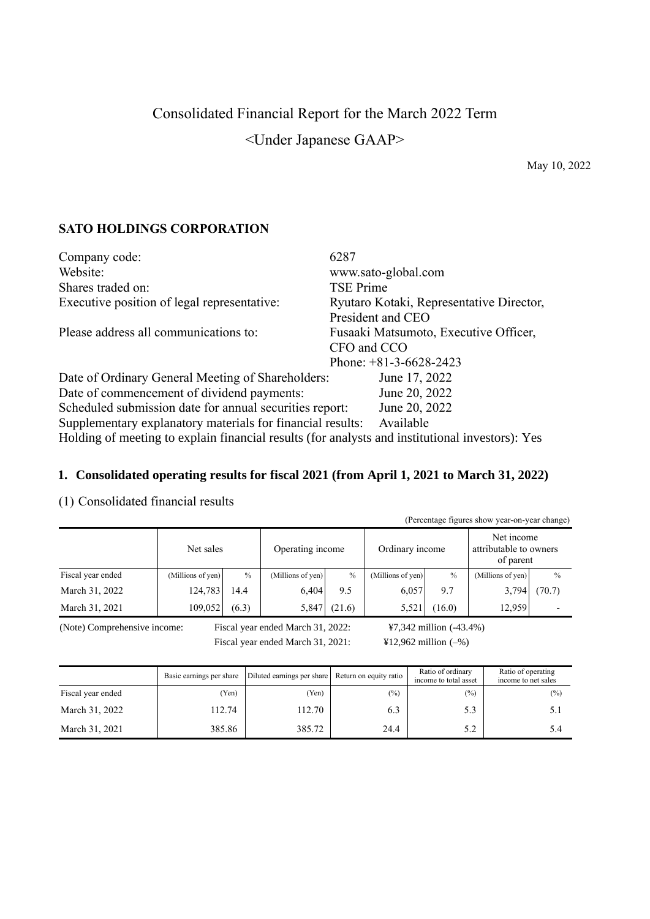# Consolidated Financial Report for the March 2022 Term

## <Under Japanese GAAP>

May 10, 2022

**SATO HOLDINGS CORPORATION**

| | |
|---|---|
| Company code: | 6287 |
| Website: | www.sato-global.com |
| Shares traded on: | TSE Prime |
| Executive position of legal representative: | Ryutaro Kotaki, Representative Director, President and CEO |
| Please address all communications to: | Fusaaki Matsumoto, Executive Officer, CFO and CCO<br>Phone: +81-3-6628-2423 |

Date of Ordinary General Meeting of Shareholders: June 17, 2022
Date of commencement of dividend payments: June 20, 2022
Scheduled submission date for annual securities report: June 20, 2022
Supplementary explanatory materials for financial results: Available
Holding of meeting to explain financial results (for analysts and institutional investors): Yes

### 1. Consolidated operating results for fiscal 2021 (from April 1, 2021 to March 31, 2022)

(1) Consolidated financial results

(Percentage figures show year-on-year change)

| | Net sales | | Operating income | | Ordinary income | | Net income attributable to owners of parent | |
|---|---|---|---|---|---|---|---|---|
| Fiscal year ended | (Millions of yen) | % | (Millions of yen) | % | (Millions of yen) | % | (Millions of yen) | % |
| March 31, 2022 | 124,783 | 14.4 | 6,404 | 9.5 | 6,057 | 9.7 | 3,794 | (70.7) |
| March 31, 2021 | 109,052 | (6.3) | 5,847 | (21.6) | 5,521 | (16.0) | 12,959 | - |

(Note) Comprehensive income: Fiscal year ended March 31, 2022: ¥7,342 million (-43.4%)
Fiscal year ended March 31, 2021: ¥12,962 million (–%)

| | Basic earnings per share | Diluted earnings per share | Return on equity ratio | Ratio of ordinary income to total asset | Ratio of operating income to net sales |
|---|---|---|---|---|---|
| Fiscal year ended | (Yen) | (Yen) | (%) | (%) | (%) |
| March 31, 2022 | 112.74 | 112.70 | 6.3 | 5.3 | 5.1 |
| March 31, 2021 | 385.86 | 385.72 | 24.4 | 5.2 | 5.4 |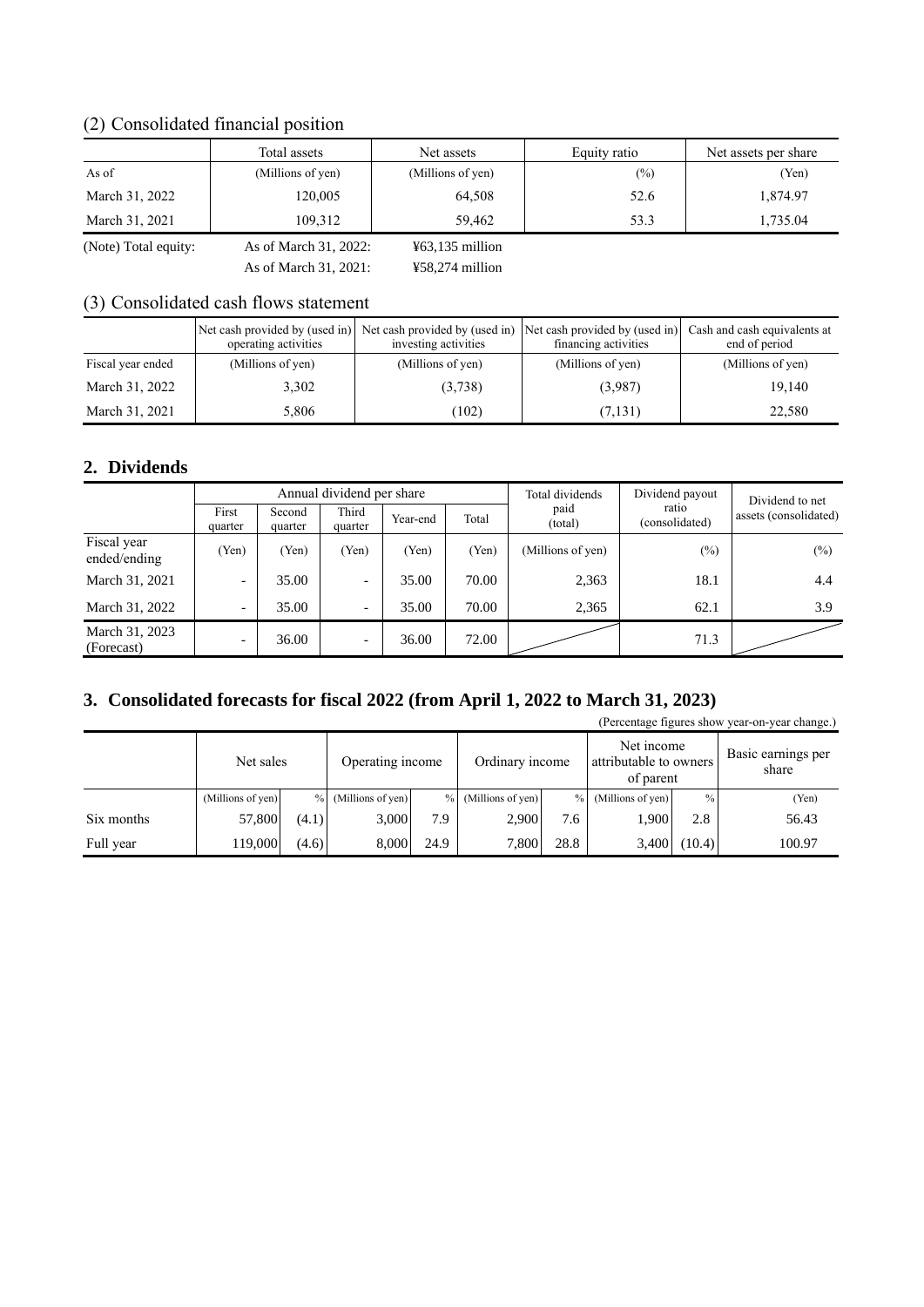### (2) Consolidated financial position

| | Total assets | Net assets | Equity ratio | Net assets per share |
|---|---|---|---|---|
| As of | (Millions of yen) | (Millions of yen) | (%) | (Yen) |
| March 31, 2022 | 120,005 | 64,508 | 52.6 | 1,874.97 |
| March 31, 2021 | 109,312 | 59,462 | 53.3 | 1,735.04 |

(Note) Total equity: As of March 31, 2022: ¥63,135 million
As of March 31, 2021: ¥58,274 million

### (3) Consolidated cash flows statement

| | Net cash provided by (used in) operating activities | Net cash provided by (used in) investing activities | Net cash provided by (used in) financing activities | Cash and cash equivalents at end of period |
|---|---|---|---|---|
| Fiscal year ended | (Millions of yen) | (Millions of yen) | (Millions of yen) | (Millions of yen) |
| March 31, 2022 | 3,302 | (3,738) | (3,987) | 19,140 |
| March 31, 2021 | 5,806 | (102) | (7,131) | 22,580 |

## 2. Dividends

| | Annual dividend per share | | | | | Total dividends paid (total) | Dividend payout ratio (consolidated) | Dividend to net assets (consolidated) |
|---|---|---|---|---|---|---|---|---|
| | First quarter | Second quarter | Third quarter | Year-end | Total | | | |
| Fiscal year ended/ending | (Yen) | (Yen) | (Yen) | (Yen) | (Yen) | (Millions of yen) | (%) | (%) |
| March 31, 2021 | - | 35.00 | - | 35.00 | 70.00 | 2,363 | 18.1 | 4.4 |
| March 31, 2022 | - | 35.00 | - | 35.00 | 70.00 | 2,365 | 62.1 | 3.9 |
| March 31, 2023 (Forecast) | - | 36.00 | - | 36.00 | 72.00 | | 71.3 | |

## 3. Consolidated forecasts for fiscal 2022 (from April 1, 2022 to March 31, 2023)

(Percentage figures show year-on-year change.)

| | Net sales | | Operating income | | Ordinary income | | Net income attributable to owners of parent | | Basic earnings per share |
|---|---|---|---|---|---|---|---|---|---|
| | (Millions of yen) | % | (Millions of yen) | % | (Millions of yen) | % | (Millions of yen) | % | (Yen) |
| Six months | 57,800 | (4.1) | 3,000 | 7.9 | 2,900 | 7.6 | 1,900 | 2.8 | 56.43 |
| Full year | 119,000 | (4.6) | 8,000 | 24.9 | 7,800 | 28.8 | 3,400 | (10.4) | 100.97 |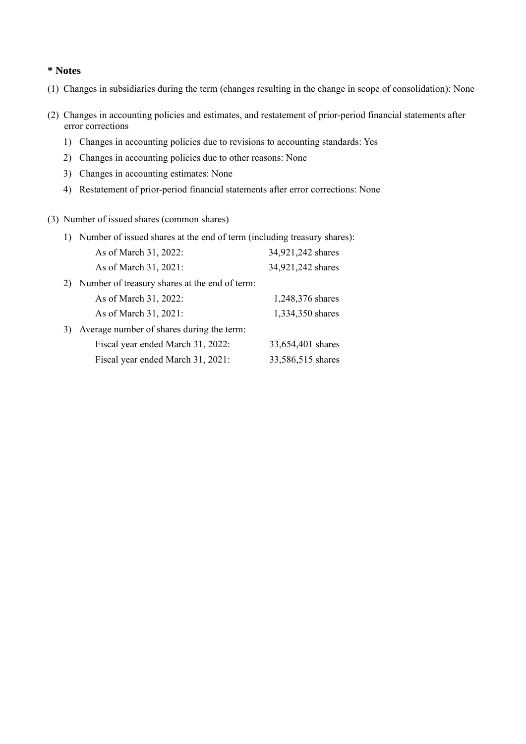**\* Notes**

(1) Changes in subsidiaries during the term (changes resulting in the change in scope of consolidation): None

(2) Changes in accounting policies and estimates, and restatement of prior-period financial statements after error corrections

1) Changes in accounting policies due to revisions to accounting standards: Yes
2) Changes in accounting policies due to other reasons: None
3) Changes in accounting estimates: None
4) Restatement of prior-period financial statements after error corrections: None

(3) Number of issued shares (common shares)

1) Number of issued shares at the end of term (including treasury shares):

| | |
|---|---|
| As of March 31, 2022: | 34,921,242 shares |
| As of March 31, 2021: | 34,921,242 shares |

2) Number of treasury shares at the end of term:

| | |
|---|---|
| As of March 31, 2022: | 1,248,376 shares |
| As of March 31, 2021: | 1,334,350 shares |

3) Average number of shares during the term:

| | |
|---|---|
| Fiscal year ended March 31, 2022: | 33,654,401 shares |
| Fiscal year ended March 31, 2021: | 33,586,515 shares |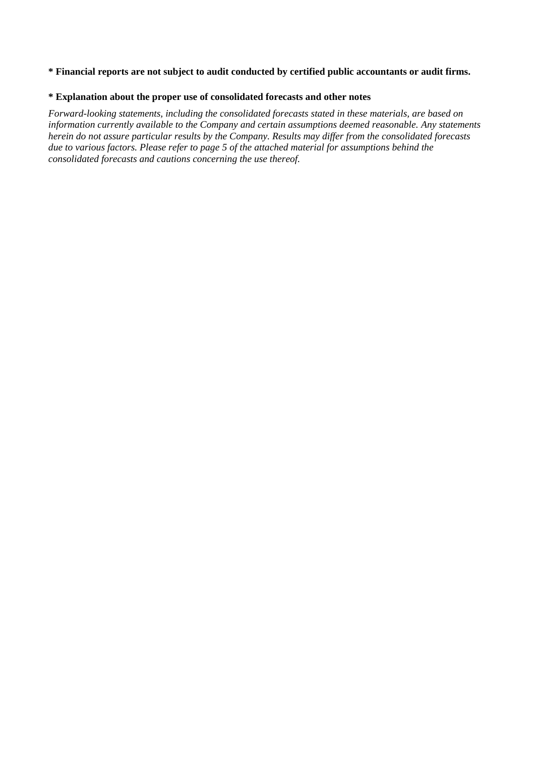**\* Financial reports are not subject to audit conducted by certified public accountants or audit firms.**

**\* Explanation about the proper use of consolidated forecasts and other notes**

*Forward-looking statements, including the consolidated forecasts stated in these materials, are based on information currently available to the Company and certain assumptions deemed reasonable. Any statements herein do not assure particular results by the Company. Results may differ from the consolidated forecasts due to various factors. Please refer to page 5 of the attached material for assumptions behind the consolidated forecasts and cautions concerning the use thereof.*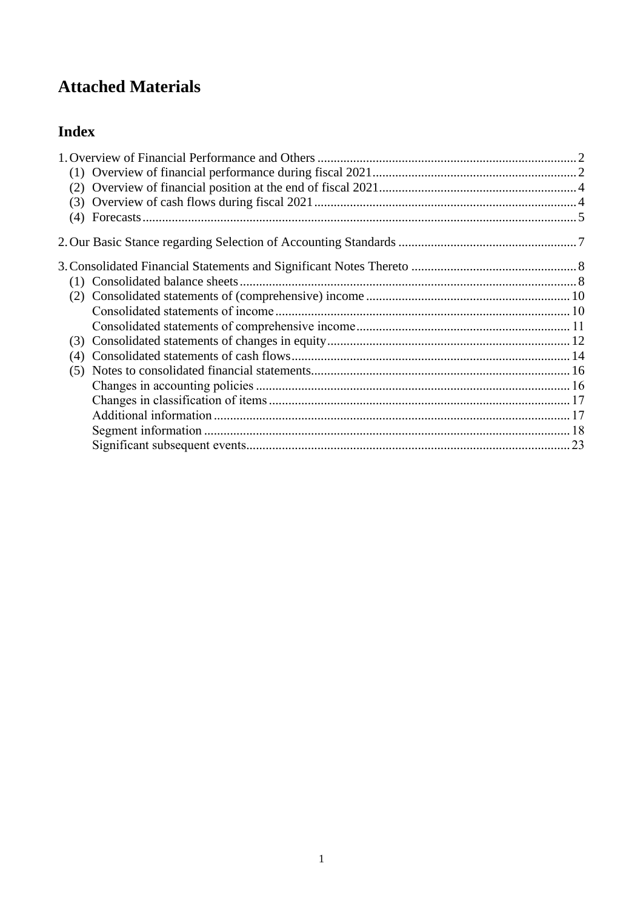# Attached Materials

## Index

1. Overview of Financial Performance and Others ... 2
   - (1) Overview of financial performance during fiscal 2021 ... 2
   - (2) Overview of financial position at the end of fiscal 2021 ... 4
   - (3) Overview of cash flows during fiscal 2021 ... 4
   - (4) Forecasts ... 5

2. Our Basic Stance regarding Selection of Accounting Standards ... 7

3. Consolidated Financial Statements and Significant Notes Thereto ... 8
   - (1) Consolidated balance sheets ... 8
   - (2) Consolidated statements of (comprehensive) income ... 10
     - Consolidated statements of income ... 10
     - Consolidated statements of comprehensive income ... 11
   - (3) Consolidated statements of changes in equity ... 12
   - (4) Consolidated statements of cash flows ... 14
   - (5) Notes to consolidated financial statements ... 16
     - Changes in accounting policies ... 16
     - Changes in classification of items ... 17
     - Additional information ... 17
     - Segment information ... 18
     - Significant subsequent events ... 23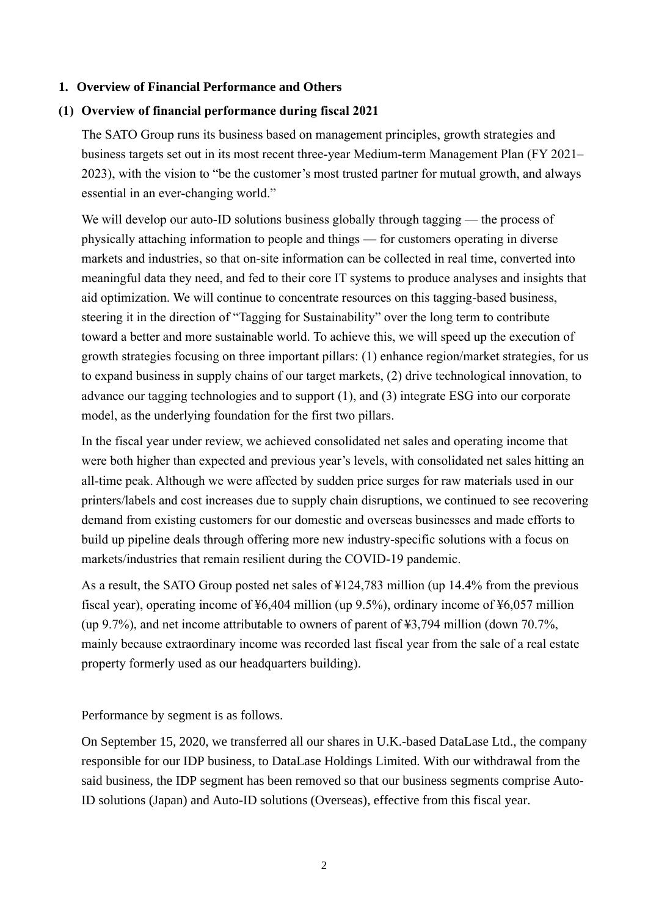## 1. Overview of Financial Performance and Others

### (1) Overview of financial performance during fiscal 2021

The SATO Group runs its business based on management principles, growth strategies and business targets set out in its most recent three-year Medium-term Management Plan (FY 2021–2023), with the vision to "be the customer's most trusted partner for mutual growth, and always essential in an ever-changing world."

We will develop our auto-ID solutions business globally through tagging — the process of physically attaching information to people and things — for customers operating in diverse markets and industries, so that on-site information can be collected in real time, converted into meaningful data they need, and fed to their core IT systems to produce analyses and insights that aid optimization. We will continue to concentrate resources on this tagging-based business, steering it in the direction of "Tagging for Sustainability" over the long term to contribute toward a better and more sustainable world. To achieve this, we will speed up the execution of growth strategies focusing on three important pillars: (1) enhance region/market strategies, for us to expand business in supply chains of our target markets, (2) drive technological innovation, to advance our tagging technologies and to support (1), and (3) integrate ESG into our corporate model, as the underlying foundation for the first two pillars.

In the fiscal year under review, we achieved consolidated net sales and operating income that were both higher than expected and previous year's levels, with consolidated net sales hitting an all-time peak. Although we were affected by sudden price surges for raw materials used in our printers/labels and cost increases due to supply chain disruptions, we continued to see recovering demand from existing customers for our domestic and overseas businesses and made efforts to build up pipeline deals through offering more new industry-specific solutions with a focus on markets/industries that remain resilient during the COVID-19 pandemic.

As a result, the SATO Group posted net sales of ¥124,783 million (up 14.4% from the previous fiscal year), operating income of ¥6,404 million (up 9.5%), ordinary income of ¥6,057 million (up 9.7%), and net income attributable to owners of parent of ¥3,794 million (down 70.7%, mainly because extraordinary income was recorded last fiscal year from the sale of a real estate property formerly used as our headquarters building).

Performance by segment is as follows.

On September 15, 2020, we transferred all our shares in U.K.-based DataLase Ltd., the company responsible for our IDP business, to DataLase Holdings Limited. With our withdrawal from the said business, the IDP segment has been removed so that our business segments comprise Auto-ID solutions (Japan) and Auto-ID solutions (Overseas), effective from this fiscal year.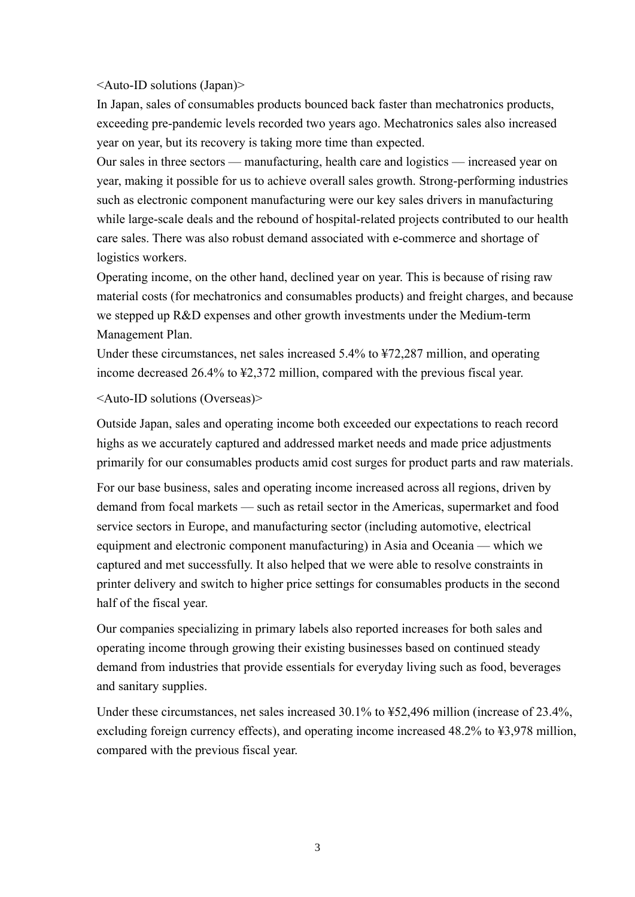<Auto-ID solutions (Japan)>

In Japan, sales of consumables products bounced back faster than mechatronics products, exceeding pre-pandemic levels recorded two years ago. Mechatronics sales also increased year on year, but its recovery is taking more time than expected.

Our sales in three sectors — manufacturing, health care and logistics — increased year on year, making it possible for us to achieve overall sales growth. Strong-performing industries such as electronic component manufacturing were our key sales drivers in manufacturing while large-scale deals and the rebound of hospital-related projects contributed to our health care sales. There was also robust demand associated with e-commerce and shortage of logistics workers.

Operating income, on the other hand, declined year on year. This is because of rising raw material costs (for mechatronics and consumables products) and freight charges, and because we stepped up R&D expenses and other growth investments under the Medium-term Management Plan.

Under these circumstances, net sales increased 5.4% to ¥72,287 million, and operating income decreased 26.4% to ¥2,372 million, compared with the previous fiscal year.

<Auto-ID solutions (Overseas)>

Outside Japan, sales and operating income both exceeded our expectations to reach record highs as we accurately captured and addressed market needs and made price adjustments primarily for our consumables products amid cost surges for product parts and raw materials.

For our base business, sales and operating income increased across all regions, driven by demand from focal markets — such as retail sector in the Americas, supermarket and food service sectors in Europe, and manufacturing sector (including automotive, electrical equipment and electronic component manufacturing) in Asia and Oceania — which we captured and met successfully. It also helped that we were able to resolve constraints in printer delivery and switch to higher price settings for consumables products in the second half of the fiscal year.

Our companies specializing in primary labels also reported increases for both sales and operating income through growing their existing businesses based on continued steady demand from industries that provide essentials for everyday living such as food, beverages and sanitary supplies.

Under these circumstances, net sales increased 30.1% to ¥52,496 million (increase of 23.4%, excluding foreign currency effects), and operating income increased 48.2% to ¥3,978 million, compared with the previous fiscal year.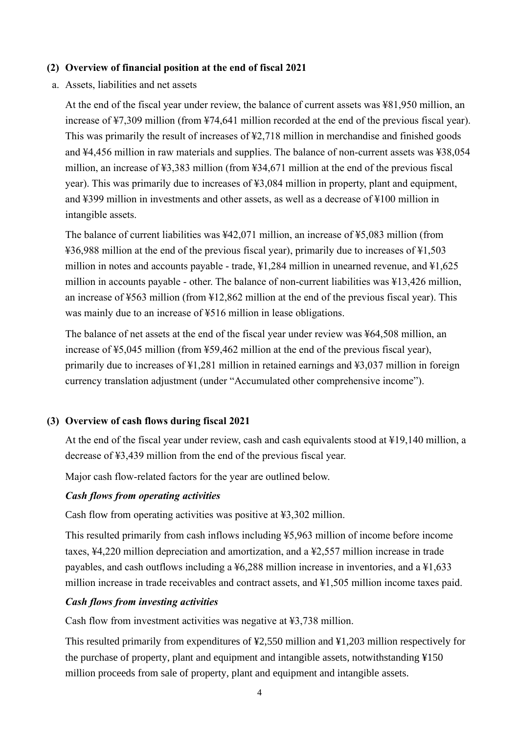## (2) Overview of financial position at the end of fiscal 2021

a. Assets, liabilities and net assets

At the end of the fiscal year under review, the balance of current assets was ¥81,950 million, an increase of ¥7,309 million (from ¥74,641 million recorded at the end of the previous fiscal year). This was primarily the result of increases of ¥2,718 million in merchandise and finished goods and ¥4,456 million in raw materials and supplies. The balance of non-current assets was ¥38,054 million, an increase of ¥3,383 million (from ¥34,671 million at the end of the previous fiscal year). This was primarily due to increases of ¥3,084 million in property, plant and equipment, and ¥399 million in investments and other assets, as well as a decrease of ¥100 million in intangible assets.

The balance of current liabilities was ¥42,071 million, an increase of ¥5,083 million (from ¥36,988 million at the end of the previous fiscal year), primarily due to increases of ¥1,503 million in notes and accounts payable - trade, ¥1,284 million in unearned revenue, and ¥1,625 million in accounts payable - other. The balance of non-current liabilities was ¥13,426 million, an increase of ¥563 million (from ¥12,862 million at the end of the previous fiscal year). This was mainly due to an increase of ¥516 million in lease obligations.

The balance of net assets at the end of the fiscal year under review was ¥64,508 million, an increase of ¥5,045 million (from ¥59,462 million at the end of the previous fiscal year), primarily due to increases of ¥1,281 million in retained earnings and ¥3,037 million in foreign currency translation adjustment (under "Accumulated other comprehensive income").

## (3) Overview of cash flows during fiscal 2021

At the end of the fiscal year under review, cash and cash equivalents stood at ¥19,140 million, a decrease of ¥3,439 million from the end of the previous fiscal year.

Major cash flow-related factors for the year are outlined below.

***Cash flows from operating activities***

Cash flow from operating activities was positive at ¥3,302 million.

This resulted primarily from cash inflows including ¥5,963 million of income before income taxes, ¥4,220 million depreciation and amortization, and a ¥2,557 million increase in trade payables, and cash outflows including a ¥6,288 million increase in inventories, and a ¥1,633 million increase in trade receivables and contract assets, and ¥1,505 million income taxes paid.

***Cash flows from investing activities***

Cash flow from investment activities was negative at ¥3,738 million.

This resulted primarily from expenditures of ¥2,550 million and ¥1,203 million respectively for the purchase of property, plant and equipment and intangible assets, notwithstanding ¥150 million proceeds from sale of property, plant and equipment and intangible assets.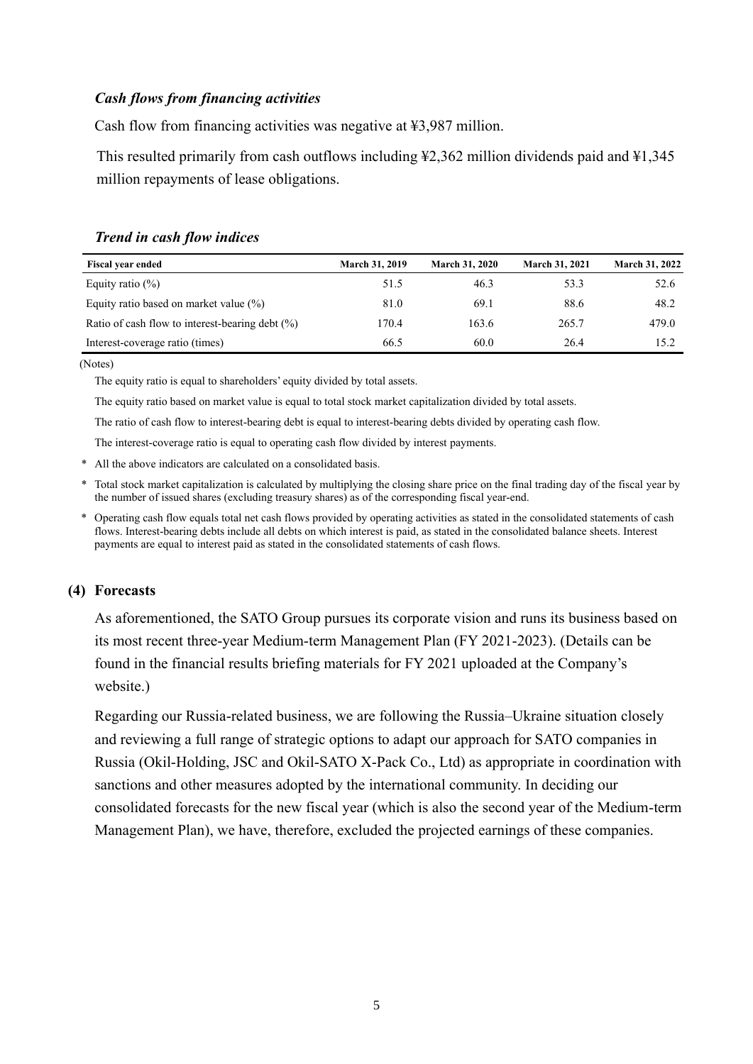### *Cash flows from financing activities*

Cash flow from financing activities was negative at ¥3,987 million.

This resulted primarily from cash outflows including ¥2,362 million dividends paid and ¥1,345 million repayments of lease obligations.

### *Trend in cash flow indices*

| Fiscal year ended | March 31, 2019 | March 31, 2020 | March 31, 2021 | March 31, 2022 |
|---|---|---|---|---|
| Equity ratio (%) | 51.5 | 46.3 | 53.3 | 52.6 |
| Equity ratio based on market value (%) | 81.0 | 69.1 | 88.6 | 48.2 |
| Ratio of cash flow to interest-bearing debt (%) | 170.4 | 163.6 | 265.7 | 479.0 |
| Interest-coverage ratio (times) | 66.5 | 60.0 | 26.4 | 15.2 |

(Notes)

The equity ratio is equal to shareholders' equity divided by total assets.

The equity ratio based on market value is equal to total stock market capitalization divided by total assets.

The ratio of cash flow to interest-bearing debt is equal to interest-bearing debts divided by operating cash flow.

The interest-coverage ratio is equal to operating cash flow divided by interest payments.

\* All the above indicators are calculated on a consolidated basis.

\* Total stock market capitalization is calculated by multiplying the closing share price on the final trading day of the fiscal year by the number of issued shares (excluding treasury shares) as of the corresponding fiscal year-end.

\* Operating cash flow equals total net cash flows provided by operating activities as stated in the consolidated statements of cash flows. Interest-bearing debts include all debts on which interest is paid, as stated in the consolidated balance sheets. Interest payments are equal to interest paid as stated in the consolidated statements of cash flows.

## (4) Forecasts

As aforementioned, the SATO Group pursues its corporate vision and runs its business based on its most recent three-year Medium-term Management Plan (FY 2021-2023). (Details can be found in the financial results briefing materials for FY 2021 uploaded at the Company's website.)

Regarding our Russia-related business, we are following the Russia–Ukraine situation closely and reviewing a full range of strategic options to adapt our approach for SATO companies in Russia (Okil-Holding, JSC and Okil-SATO X-Pack Co., Ltd) as appropriate in coordination with sanctions and other measures adopted by the international community. In deciding our consolidated forecasts for the new fiscal year (which is also the second year of the Medium-term Management Plan), we have, therefore, excluded the projected earnings of these companies.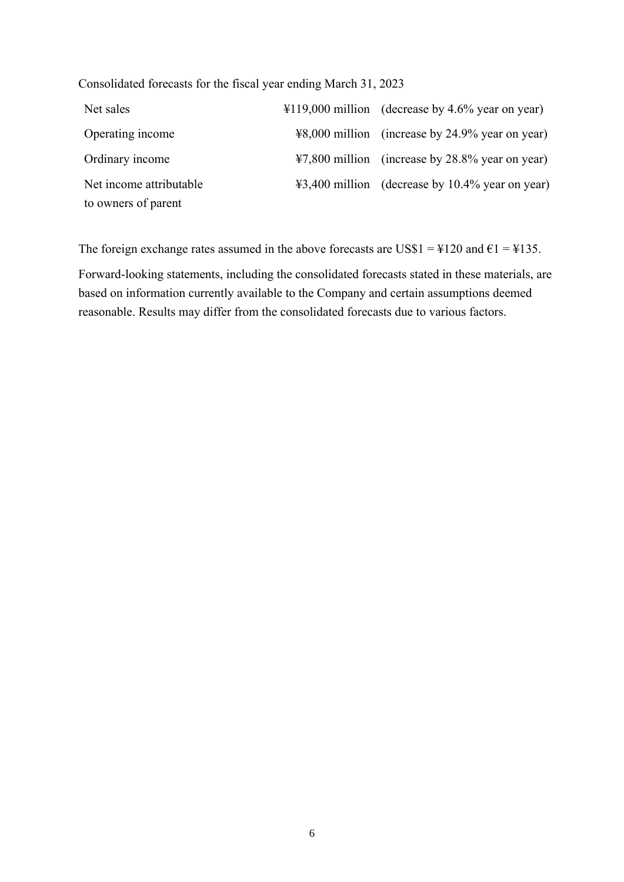Consolidated forecasts for the fiscal year ending March 31, 2023

| | | |
|---|---|---|
| Net sales | ¥119,000 million | (decrease by 4.6% year on year) |
| Operating income | ¥8,000 million | (increase by 24.9% year on year) |
| Ordinary income | ¥7,800 million | (increase by 28.8% year on year) |
| Net income attributable to owners of parent | ¥3,400 million | (decrease by 10.4% year on year) |

The foreign exchange rates assumed in the above forecasts are US$1 = ¥120 and €1 = ¥135.

Forward-looking statements, including the consolidated forecasts stated in these materials, are based on information currently available to the Company and certain assumptions deemed reasonable. Results may differ from the consolidated forecasts due to various factors.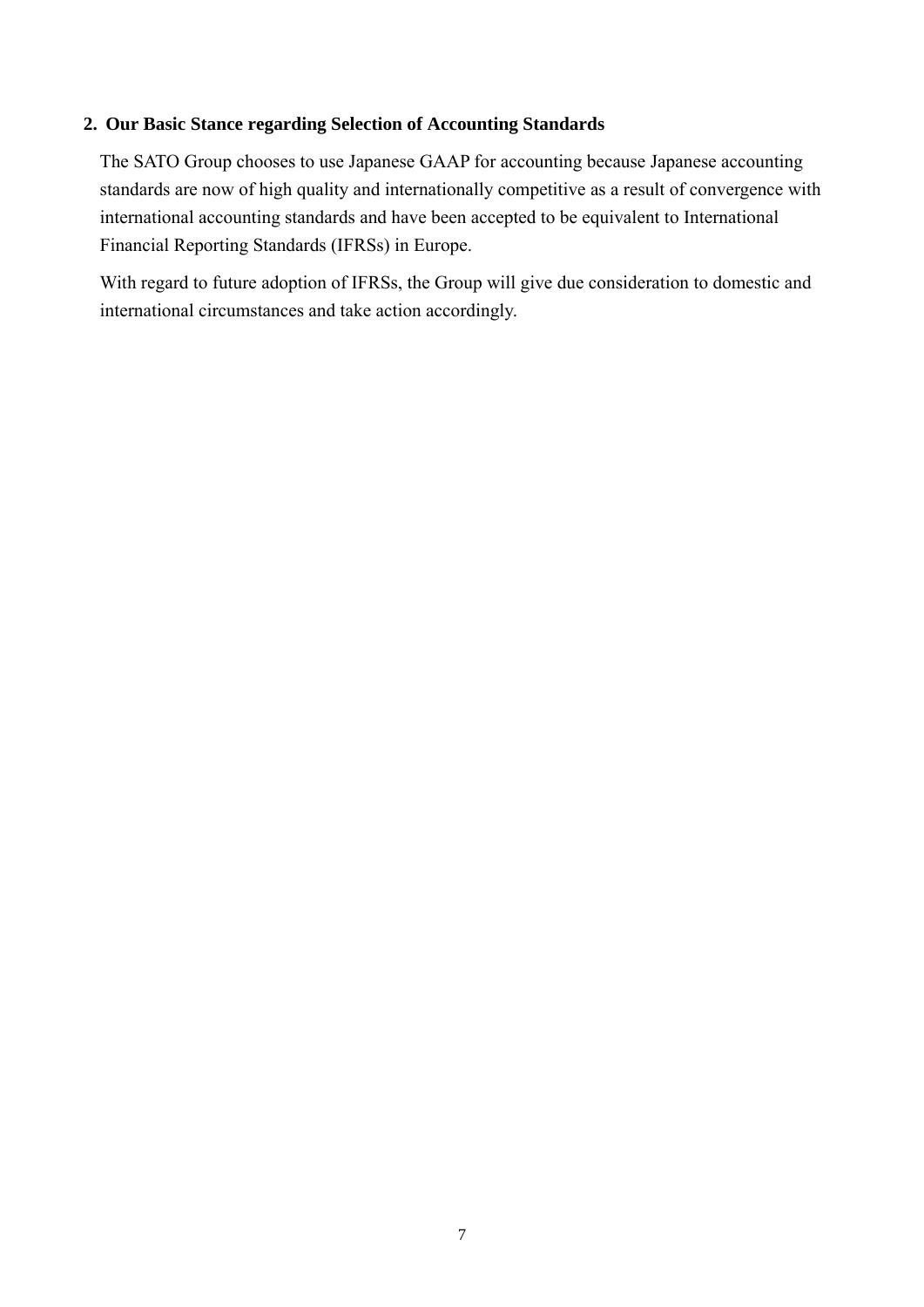## 2. Our Basic Stance regarding Selection of Accounting Standards

The SATO Group chooses to use Japanese GAAP for accounting because Japanese accounting standards are now of high quality and internationally competitive as a result of convergence with international accounting standards and have been accepted to be equivalent to International Financial Reporting Standards (IFRSs) in Europe.

With regard to future adoption of IFRSs, the Group will give due consideration to domestic and international circumstances and take action accordingly.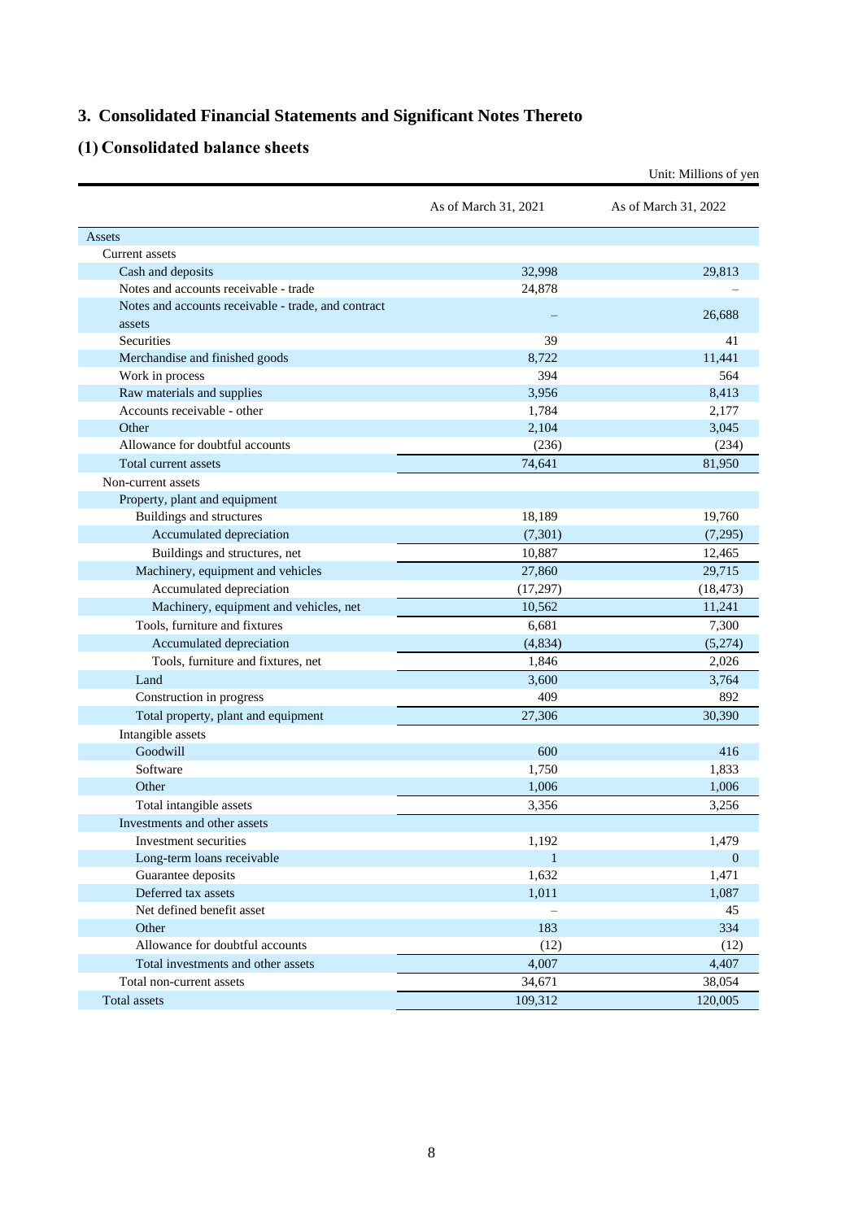# 3. Consolidated Financial Statements and Significant Notes Thereto

## (1) Consolidated balance sheets

Unit: Millions of yen

| | As of March 31, 2021 | As of March 31, 2022 |
|---|---|---|
| Assets | | |
| Current assets | | |
| Cash and deposits | 32,998 | 29,813 |
| Notes and accounts receivable - trade | 24,878 | – |
| Notes and accounts receivable - trade, and contract assets | – | 26,688 |
| Securities | 39 | 41 |
| Merchandise and finished goods | 8,722 | 11,441 |
| Work in process | 394 | 564 |
| Raw materials and supplies | 3,956 | 8,413 |
| Accounts receivable - other | 1,784 | 2,177 |
| Other | 2,104 | 3,045 |
| Allowance for doubtful accounts | (236) | (234) |
| Total current assets | 74,641 | 81,950 |
| Non-current assets | | |
| Property, plant and equipment | | |
| Buildings and structures | 18,189 | 19,760 |
| Accumulated depreciation | (7,301) | (7,295) |
| Buildings and structures, net | 10,887 | 12,465 |
| Machinery, equipment and vehicles | 27,860 | 29,715 |
| Accumulated depreciation | (17,297) | (18,473) |
| Machinery, equipment and vehicles, net | 10,562 | 11,241 |
| Tools, furniture and fixtures | 6,681 | 7,300 |
| Accumulated depreciation | (4,834) | (5,274) |
| Tools, furniture and fixtures, net | 1,846 | 2,026 |
| Land | 3,600 | 3,764 |
| Construction in progress | 409 | 892 |
| Total property, plant and equipment | 27,306 | 30,390 |
| Intangible assets | | |
| Goodwill | 600 | 416 |
| Software | 1,750 | 1,833 |
| Other | 1,006 | 1,006 |
| Total intangible assets | 3,356 | 3,256 |
| Investments and other assets | | |
| Investment securities | 1,192 | 1,479 |
| Long-term loans receivable | 1 | 0 |
| Guarantee deposits | 1,632 | 1,471 |
| Deferred tax assets | 1,011 | 1,087 |
| Net defined benefit asset | – | 45 |
| Other | 183 | 334 |
| Allowance for doubtful accounts | (12) | (12) |
| Total investments and other assets | 4,007 | 4,407 |
| Total non-current assets | 34,671 | 38,054 |
| Total assets | 109,312 | 120,005 |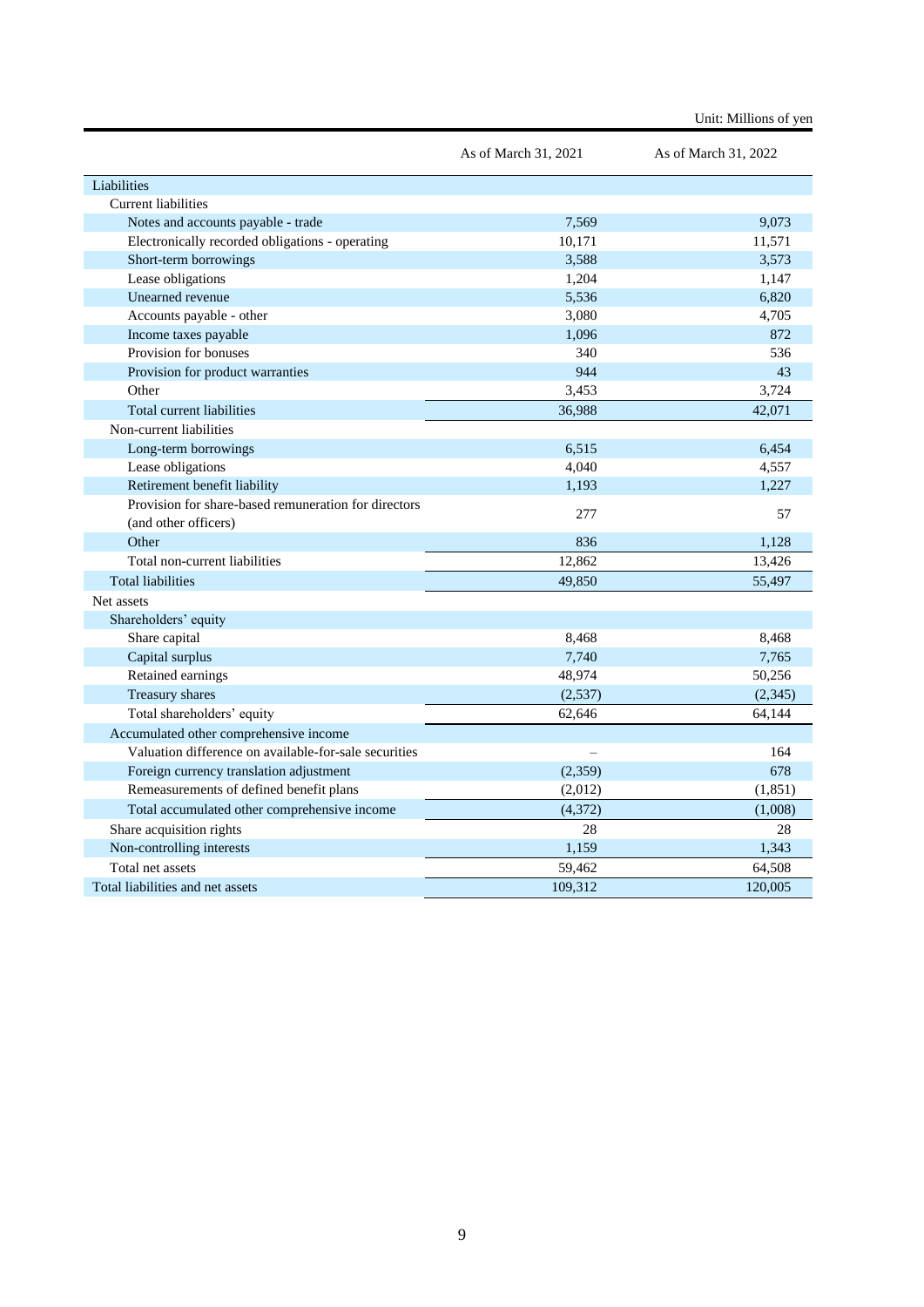Unit: Millions of yen

| | As of March 31, 2021 | As of March 31, 2022 |
|---|---|---|
| Liabilities | | |
| Current liabilities | | |
| Notes and accounts payable - trade | 7,569 | 9,073 |
| Electronically recorded obligations - operating | 10,171 | 11,571 |
| Short-term borrowings | 3,588 | 3,573 |
| Lease obligations | 1,204 | 1,147 |
| Unearned revenue | 5,536 | 6,820 |
| Accounts payable - other | 3,080 | 4,705 |
| Income taxes payable | 1,096 | 872 |
| Provision for bonuses | 340 | 536 |
| Provision for product warranties | 944 | 43 |
| Other | 3,453 | 3,724 |
| Total current liabilities | 36,988 | 42,071 |
| Non-current liabilities | | |
| Long-term borrowings | 6,515 | 6,454 |
| Lease obligations | 4,040 | 4,557 |
| Retirement benefit liability | 1,193 | 1,227 |
| Provision for share-based remuneration for directors (and other officers) | 277 | 57 |
| Other | 836 | 1,128 |
| Total non-current liabilities | 12,862 | 13,426 |
| Total liabilities | 49,850 | 55,497 |
| Net assets | | |
| Shareholders' equity | | |
| Share capital | 8,468 | 8,468 |
| Capital surplus | 7,740 | 7,765 |
| Retained earnings | 48,974 | 50,256 |
| Treasury shares | (2,537) | (2,345) |
| Total shareholders' equity | 62,646 | 64,144 |
| Accumulated other comprehensive income | | |
| Valuation difference on available-for-sale securities | – | 164 |
| Foreign currency translation adjustment | (2,359) | 678 |
| Remeasurements of defined benefit plans | (2,012) | (1,851) |
| Total accumulated other comprehensive income | (4,372) | (1,008) |
| Share acquisition rights | 28 | 28 |
| Non-controlling interests | 1,159 | 1,343 |
| Total net assets | 59,462 | 64,508 |
| Total liabilities and net assets | 109,312 | 120,005 |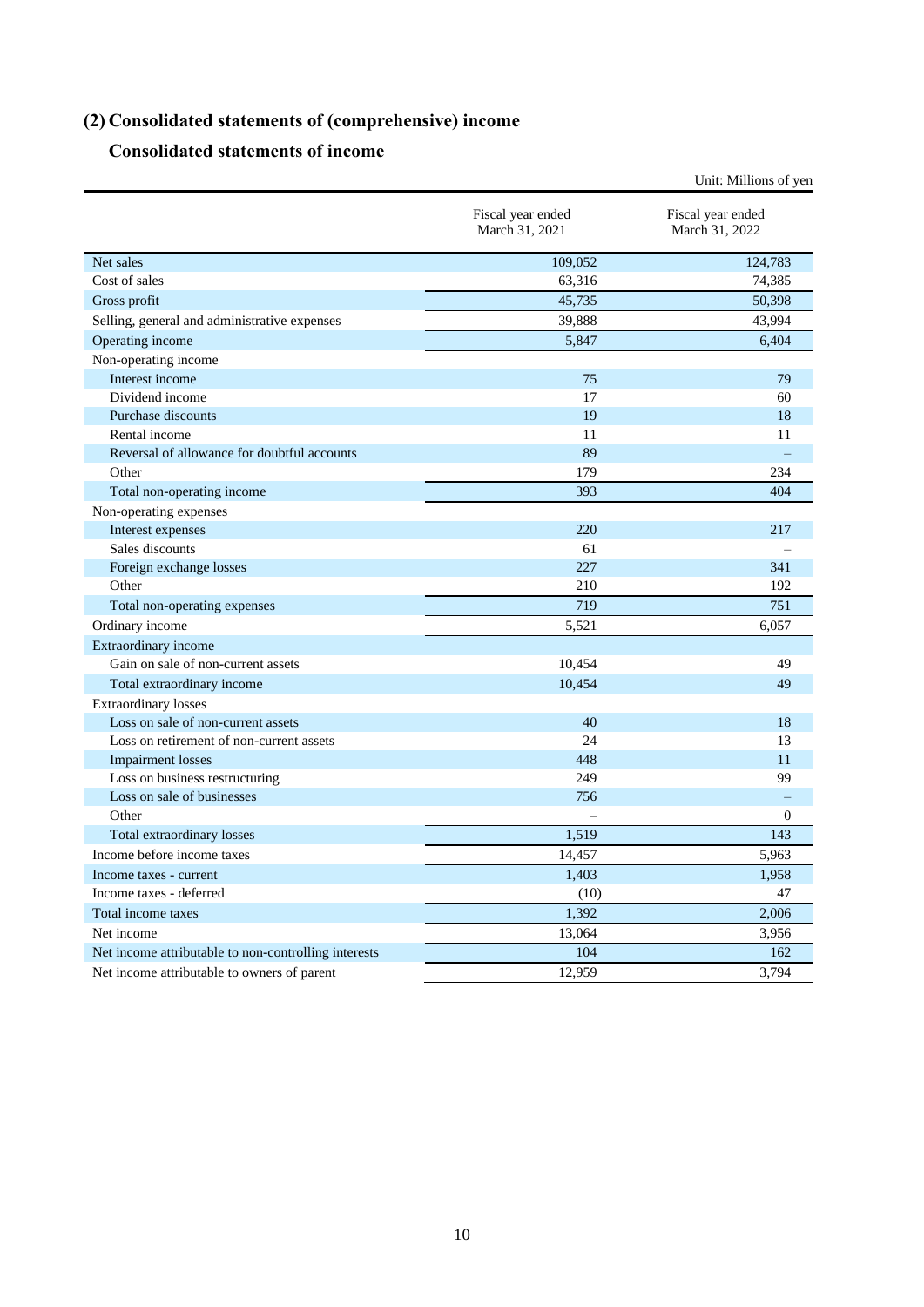## (2) Consolidated statements of (comprehensive) income

### Consolidated statements of income

Unit: Millions of yen

| | Fiscal year ended March 31, 2021 | Fiscal year ended March 31, 2022 |
|---|---|---|
| Net sales | 109,052 | 124,783 |
| Cost of sales | 63,316 | 74,385 |
| Gross profit | 45,735 | 50,398 |
| Selling, general and administrative expenses | 39,888 | 43,994 |
| Operating income | 5,847 | 6,404 |
| Non-operating income | | |
| Interest income | 75 | 79 |
| Dividend income | 17 | 60 |
| Purchase discounts | 19 | 18 |
| Rental income | 11 | 11 |
| Reversal of allowance for doubtful accounts | 89 | – |
| Other | 179 | 234 |
| Total non-operating income | 393 | 404 |
| Non-operating expenses | | |
| Interest expenses | 220 | 217 |
| Sales discounts | 61 | – |
| Foreign exchange losses | 227 | 341 |
| Other | 210 | 192 |
| Total non-operating expenses | 719 | 751 |
| Ordinary income | 5,521 | 6,057 |
| Extraordinary income | | |
| Gain on sale of non-current assets | 10,454 | 49 |
| Total extraordinary income | 10,454 | 49 |
| Extraordinary losses | | |
| Loss on sale of non-current assets | 40 | 18 |
| Loss on retirement of non-current assets | 24 | 13 |
| Impairment losses | 448 | 11 |
| Loss on business restructuring | 249 | 99 |
| Loss on sale of businesses | 756 | – |
| Other | – | 0 |
| Total extraordinary losses | 1,519 | 143 |
| Income before income taxes | 14,457 | 5,963 |
| Income taxes - current | 1,403 | 1,958 |
| Income taxes - deferred | (10) | 47 |
| Total income taxes | 1,392 | 2,006 |
| Net income | 13,064 | 3,956 |
| Net income attributable to non-controlling interests | 104 | 162 |
| Net income attributable to owners of parent | 12,959 | 3,794 |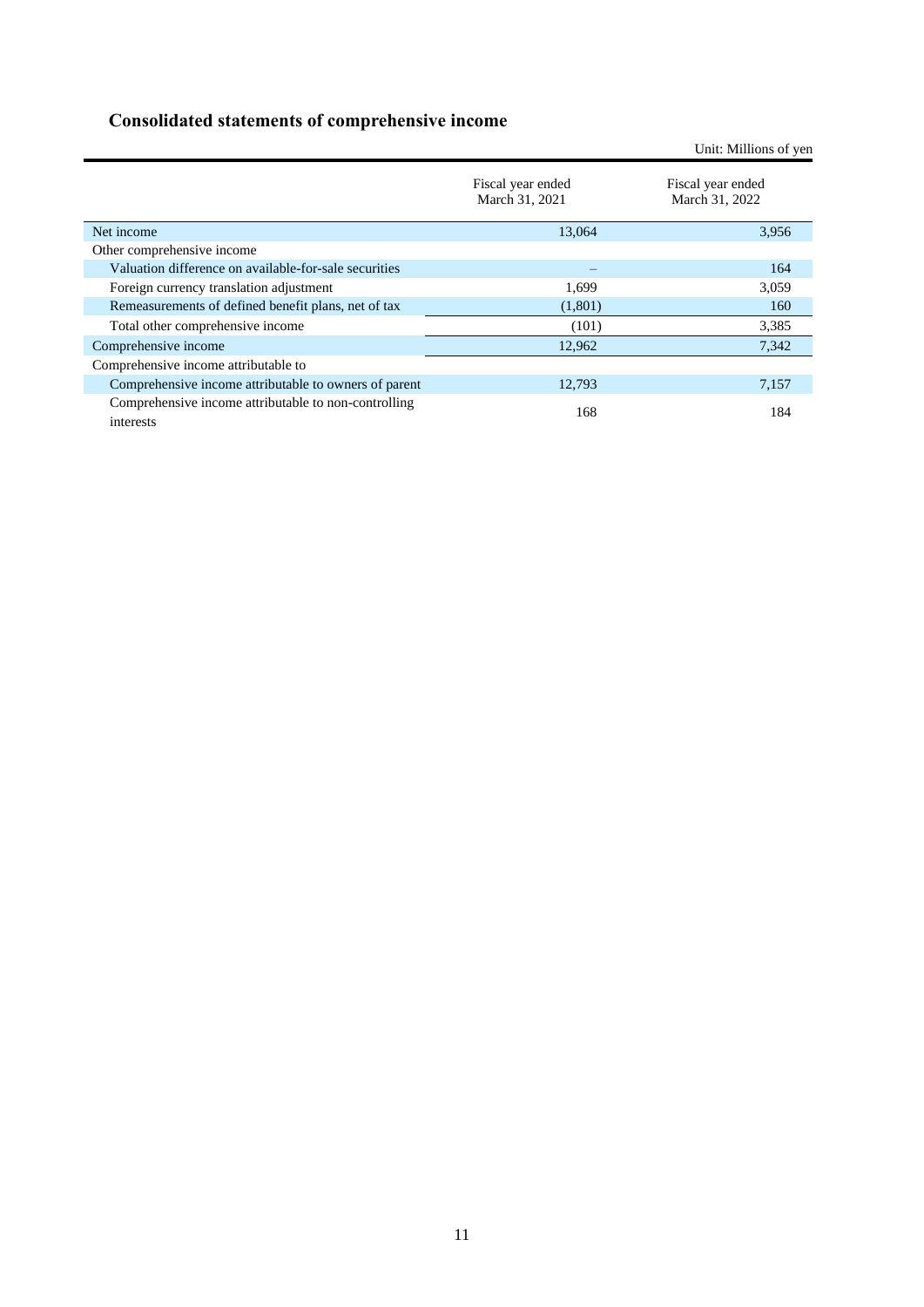## Consolidated statements of comprehensive income

Unit: Millions of yen

| | Fiscal year ended March 31, 2021 | Fiscal year ended March 31, 2022 |
|---|---|---|
| Net income | 13,064 | 3,956 |
| Other comprehensive income | | |
| Valuation difference on available-for-sale securities | – | 164 |
| Foreign currency translation adjustment | 1,699 | 3,059 |
| Remeasurements of defined benefit plans, net of tax | (1,801) | 160 |
| Total other comprehensive income | (101) | 3,385 |
| Comprehensive income | 12,962 | 7,342 |
| Comprehensive income attributable to | | |
| Comprehensive income attributable to owners of parent | 12,793 | 7,157 |
| Comprehensive income attributable to non-controlling interests | 168 | 184 |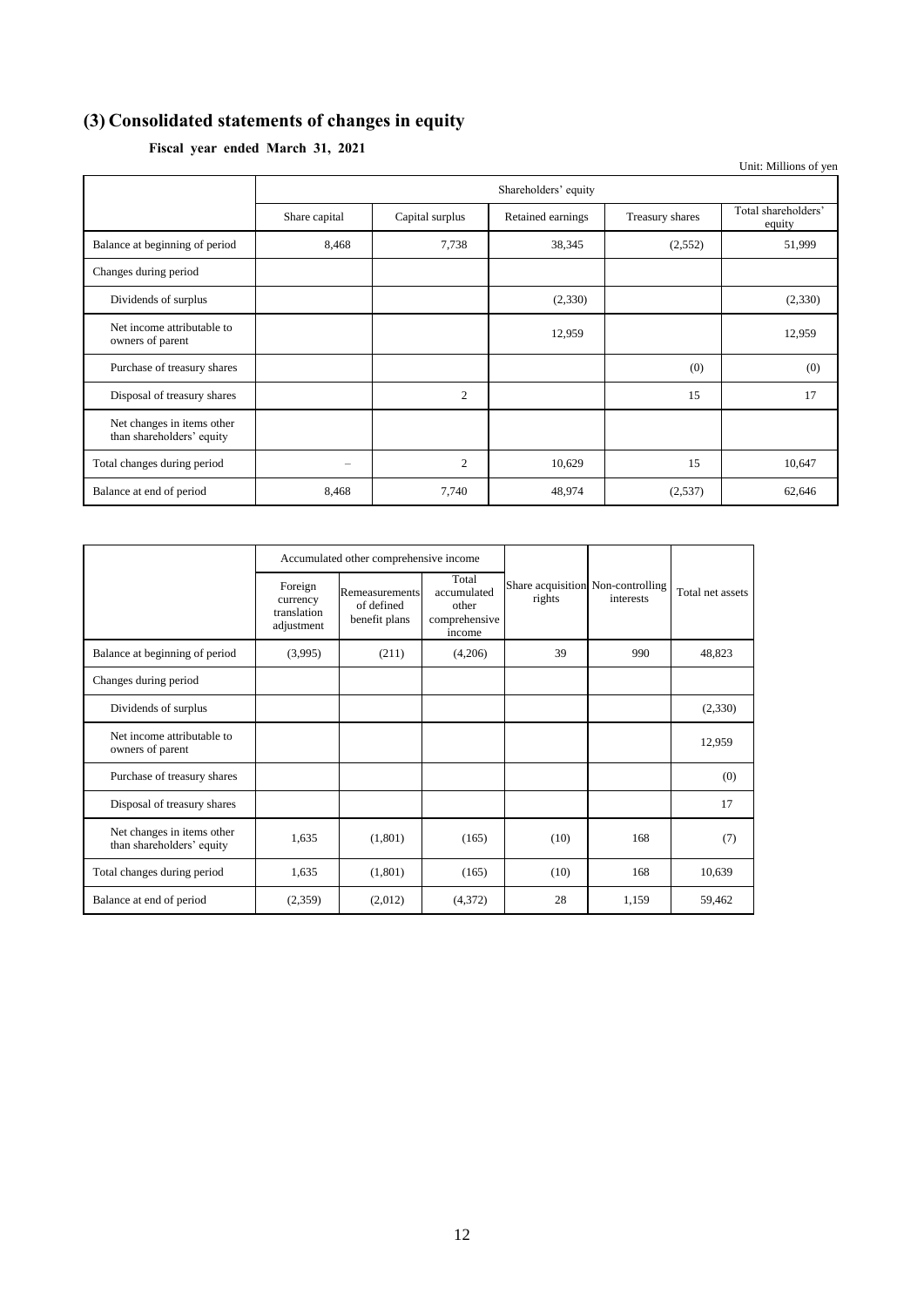## (3) Consolidated statements of changes in equity

**Fiscal year ended March 31, 2021**

Unit: Millions of yen

| | Shareholders' equity | | | | |
|---|---|---|---|---|---|
| | Share capital | Capital surplus | Retained earnings | Treasury shares | Total shareholders' equity |
| Balance at beginning of period | 8,468 | 7,738 | 38,345 | (2,552) | 51,999 |
| Changes during period | | | | | |
| Dividends of surplus | | | (2,330) | | (2,330) |
| Net income attributable to owners of parent | | | 12,959 | | 12,959 |
| Purchase of treasury shares | | | | (0) | (0) |
| Disposal of treasury shares | | 2 | | 15 | 17 |
| Net changes in items other than shareholders' equity | | | | | |
| Total changes during period | – | 2 | 10,629 | 15 | 10,647 |
| Balance at end of period | 8,468 | 7,740 | 48,974 | (2,537) | 62,646 |

| | Accumulated other comprehensive income | | | Share acquisition rights | Non-controlling interests | Total net assets |
|---|---|---|---|---|---|---|
| | Foreign currency translation adjustment | Remeasurements of defined benefit plans | Total accumulated other comprehensive income | | | |
| Balance at beginning of period | (3,995) | (211) | (4,206) | 39 | 990 | 48,823 |
| Changes during period | | | | | | |
| Dividends of surplus | | | | | | (2,330) |
| Net income attributable to owners of parent | | | | | | 12,959 |
| Purchase of treasury shares | | | | | | (0) |
| Disposal of treasury shares | | | | | | 17 |
| Net changes in items other than shareholders' equity | 1,635 | (1,801) | (165) | (10) | 168 | (7) |
| Total changes during period | 1,635 | (1,801) | (165) | (10) | 168 | 10,639 |
| Balance at end of period | (2,359) | (2,012) | (4,372) | 28 | 1,159 | 59,462 |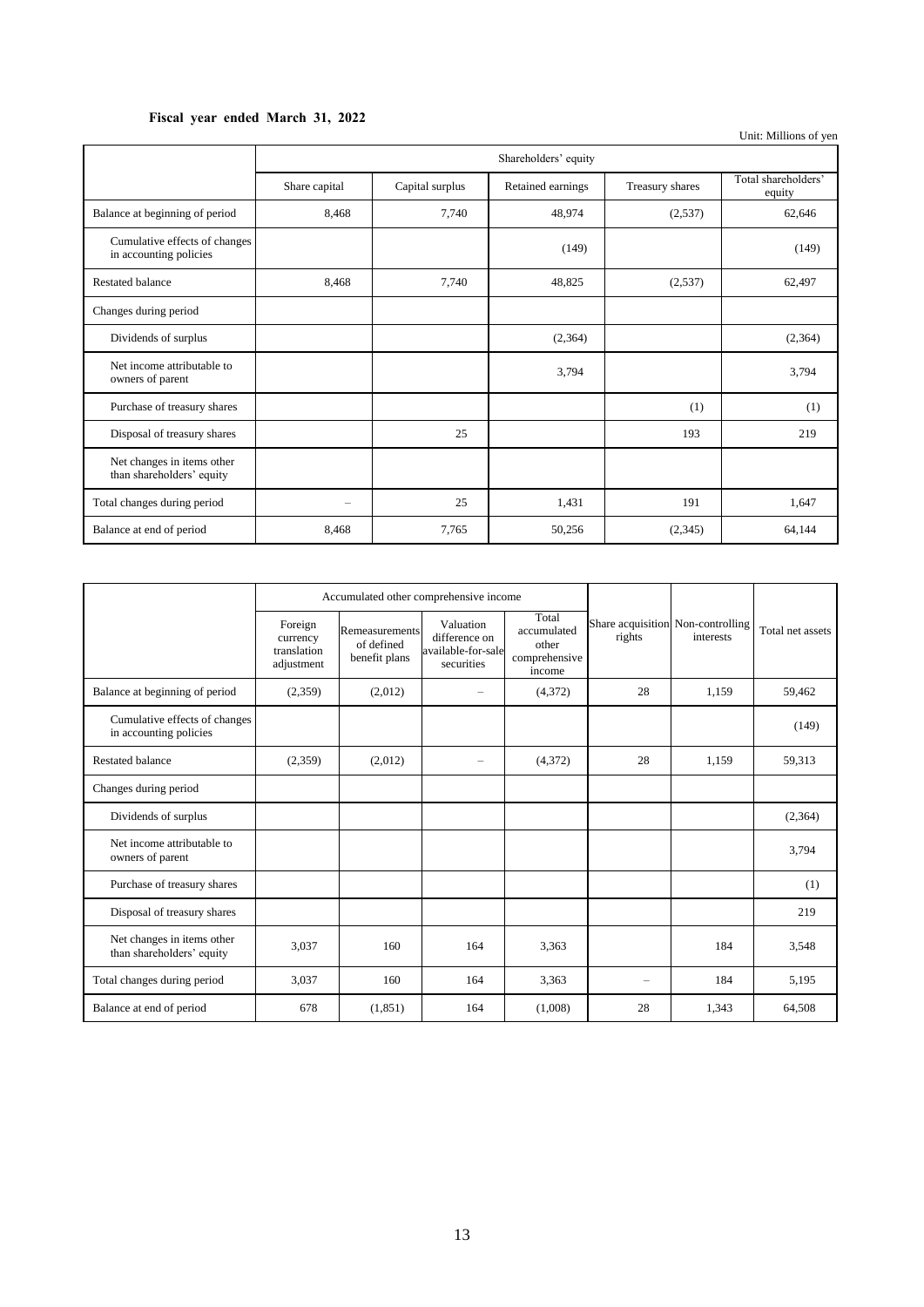**Fiscal year ended March 31, 2022**

Unit: Millions of yen

| | Shareholders' equity | | | | |
|---|---|---|---|---|---|
| | Share capital | Capital surplus | Retained earnings | Treasury shares | Total shareholders' equity |
| Balance at beginning of period | 8,468 | 7,740 | 48,974 | (2,537) | 62,646 |
| Cumulative effects of changes in accounting policies | | | (149) | | (149) |
| Restated balance | 8,468 | 7,740 | 48,825 | (2,537) | 62,497 |
| Changes during period | | | | | |
| Dividends of surplus | | | (2,364) | | (2,364) |
| Net income attributable to owners of parent | | | 3,794 | | 3,794 |
| Purchase of treasury shares | | | | (1) | (1) |
| Disposal of treasury shares | | 25 | | 193 | 219 |
| Net changes in items other than shareholders' equity | | | | | |
| Total changes during period | – | 25 | 1,431 | 191 | 1,647 |
| Balance at end of period | 8,468 | 7,765 | 50,256 | (2,345) | 64,144 |

| | Accumulated other comprehensive income | | | | Share acquisition rights | Non-controlling interests | Total net assets |
|---|---|---|---|---|---|---|---|
| | Foreign currency translation adjustment | Remeasurements of defined benefit plans | Valuation difference on available-for-sale securities | Total accumulated other comprehensive income | | | |
| Balance at beginning of period | (2,359) | (2,012) | – | (4,372) | 28 | 1,159 | 59,462 |
| Cumulative effects of changes in accounting policies | | | | | | | (149) |
| Restated balance | (2,359) | (2,012) | – | (4,372) | 28 | 1,159 | 59,313 |
| Changes during period | | | | | | | |
| Dividends of surplus | | | | | | | (2,364) |
| Net income attributable to owners of parent | | | | | | | 3,794 |
| Purchase of treasury shares | | | | | | | (1) |
| Disposal of treasury shares | | | | | | | 219 |
| Net changes in items other than shareholders' equity | 3,037 | 160 | 164 | 3,363 | | 184 | 3,548 |
| Total changes during period | 3,037 | 160 | 164 | 3,363 | – | 184 | 5,195 |
| Balance at end of period | 678 | (1,851) | 164 | (1,008) | 28 | 1,343 | 64,508 |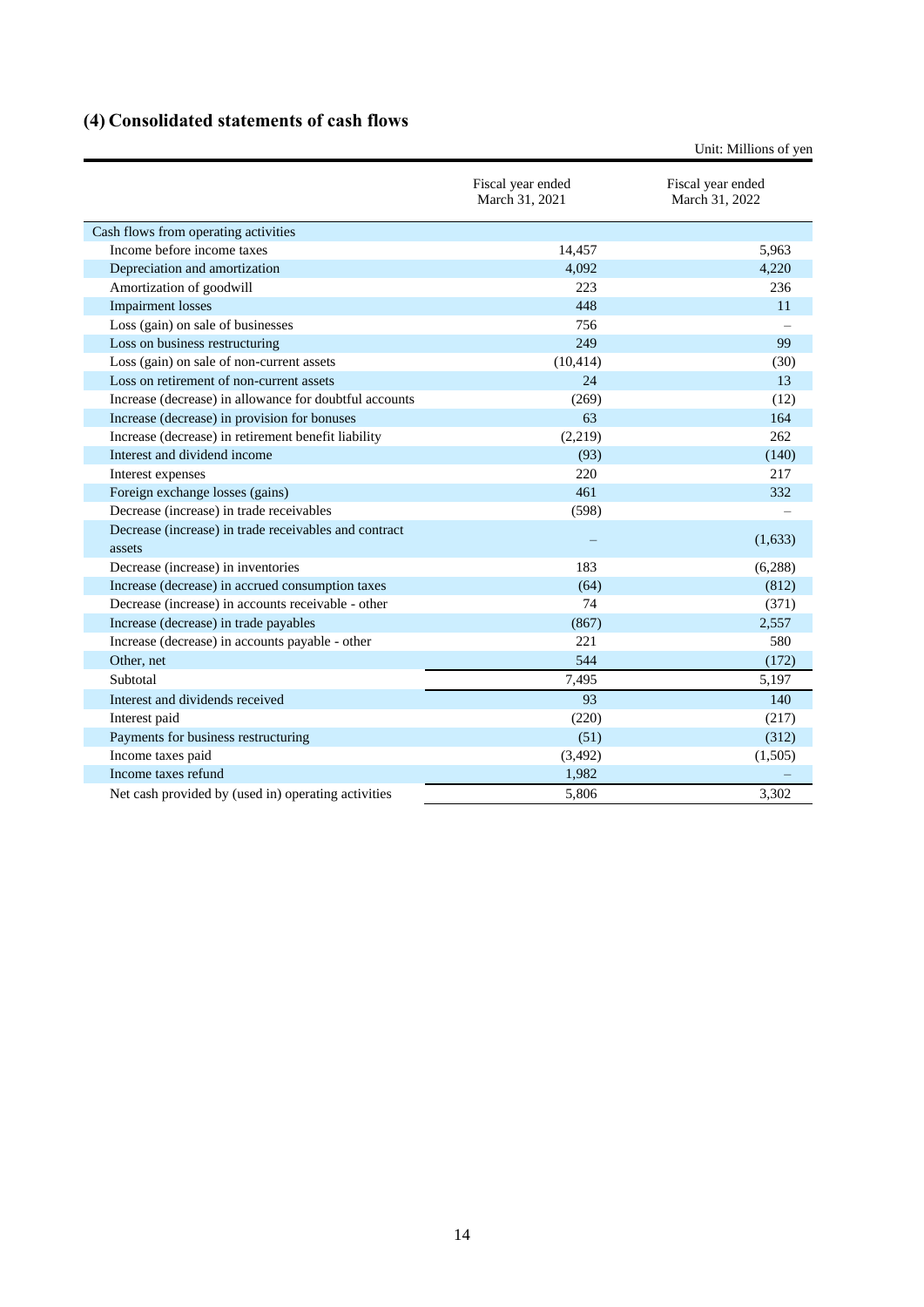## (4) Consolidated statements of cash flows

Unit: Millions of yen

| | Fiscal year ended March 31, 2021 | Fiscal year ended March 31, 2022 |
|---|---|---|
| Cash flows from operating activities | | |
| Income before income taxes | 14,457 | 5,963 |
| Depreciation and amortization | 4,092 | 4,220 |
| Amortization of goodwill | 223 | 236 |
| Impairment losses | 448 | 11 |
| Loss (gain) on sale of businesses | 756 | – |
| Loss on business restructuring | 249 | 99 |
| Loss (gain) on sale of non-current assets | (10,414) | (30) |
| Loss on retirement of non-current assets | 24 | 13 |
| Increase (decrease) in allowance for doubtful accounts | (269) | (12) |
| Increase (decrease) in provision for bonuses | 63 | 164 |
| Increase (decrease) in retirement benefit liability | (2,219) | 262 |
| Interest and dividend income | (93) | (140) |
| Interest expenses | 220 | 217 |
| Foreign exchange losses (gains) | 461 | 332 |
| Decrease (increase) in trade receivables | (598) | – |
| Decrease (increase) in trade receivables and contract assets | – | (1,633) |
| Decrease (increase) in inventories | 183 | (6,288) |
| Increase (decrease) in accrued consumption taxes | (64) | (812) |
| Decrease (increase) in accounts receivable - other | 74 | (371) |
| Increase (decrease) in trade payables | (867) | 2,557 |
| Increase (decrease) in accounts payable - other | 221 | 580 |
| Other, net | 544 | (172) |
| Subtotal | 7,495 | 5,197 |
| Interest and dividends received | 93 | 140 |
| Interest paid | (220) | (217) |
| Payments for business restructuring | (51) | (312) |
| Income taxes paid | (3,492) | (1,505) |
| Income taxes refund | 1,982 | – |
| Net cash provided by (used in) operating activities | 5,806 | 3,302 |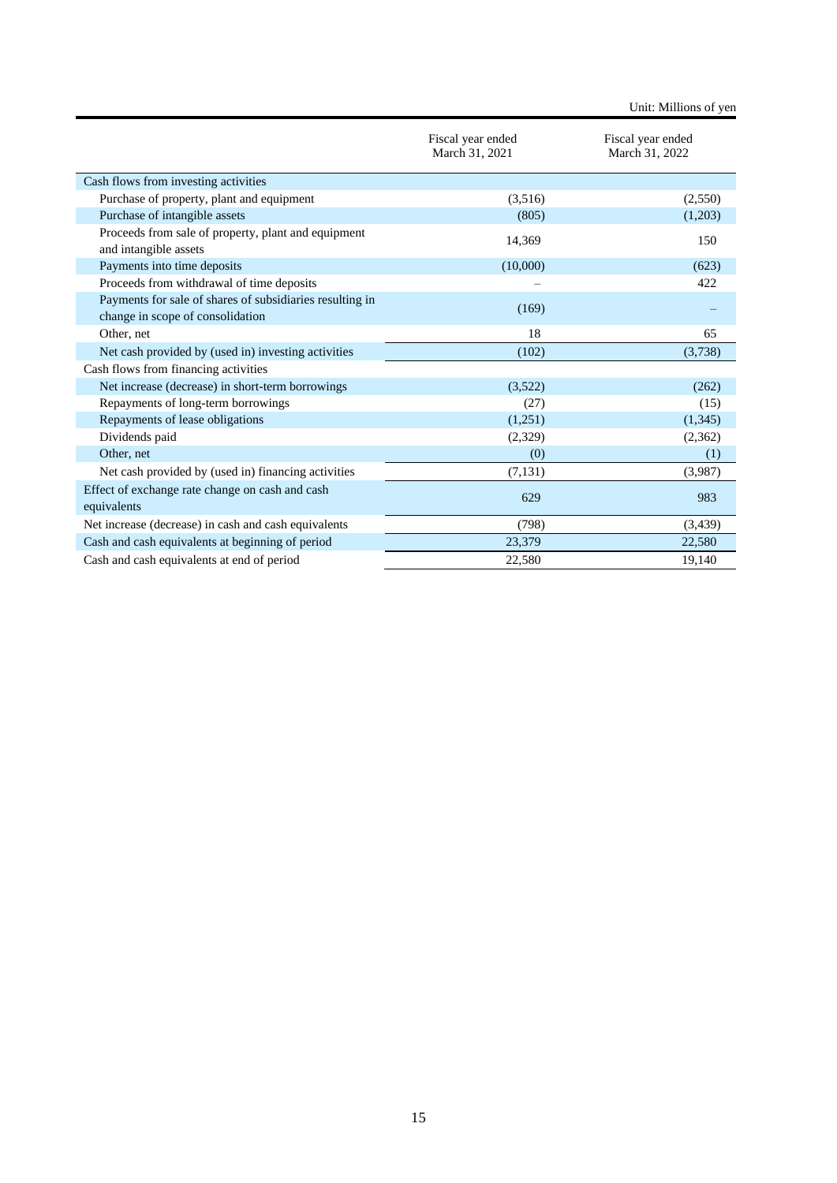Unit: Millions of yen

| | Fiscal year ended March 31, 2021 | Fiscal year ended March 31, 2022 |
|---|---|---|
| Cash flows from investing activities | | |
| Purchase of property, plant and equipment | (3,516) | (2,550) |
| Purchase of intangible assets | (805) | (1,203) |
| Proceeds from sale of property, plant and equipment and intangible assets | 14,369 | 150 |
| Payments into time deposits | (10,000) | (623) |
| Proceeds from withdrawal of time deposits | – | 422 |
| Payments for sale of shares of subsidiaries resulting in change in scope of consolidation | (169) | – |
| Other, net | 18 | 65 |
| Net cash provided by (used in) investing activities | (102) | (3,738) |
| Cash flows from financing activities | | |
| Net increase (decrease) in short-term borrowings | (3,522) | (262) |
| Repayments of long-term borrowings | (27) | (15) |
| Repayments of lease obligations | (1,251) | (1,345) |
| Dividends paid | (2,329) | (2,362) |
| Other, net | (0) | (1) |
| Net cash provided by (used in) financing activities | (7,131) | (3,987) |
| Effect of exchange rate change on cash and cash equivalents | 629 | 983 |
| Net increase (decrease) in cash and cash equivalents | (798) | (3,439) |
| Cash and cash equivalents at beginning of period | 23,379 | 22,580 |
| Cash and cash equivalents at end of period | 22,580 | 19,140 |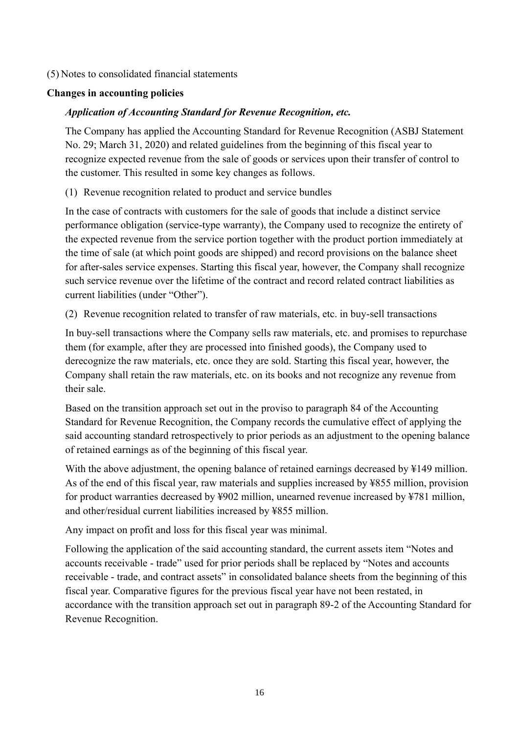(5) Notes to consolidated financial statements

**Changes in accounting policies**

***Application of Accounting Standard for Revenue Recognition, etc.***

The Company has applied the Accounting Standard for Revenue Recognition (ASBJ Statement No. 29; March 31, 2020) and related guidelines from the beginning of this fiscal year to recognize expected revenue from the sale of goods or services upon their transfer of control to the customer. This resulted in some key changes as follows.

(1) Revenue recognition related to product and service bundles

In the case of contracts with customers for the sale of goods that include a distinct service performance obligation (service-type warranty), the Company used to recognize the entirety of the expected revenue from the service portion together with the product portion immediately at the time of sale (at which point goods are shipped) and record provisions on the balance sheet for after-sales service expenses. Starting this fiscal year, however, the Company shall recognize such service revenue over the lifetime of the contract and record related contract liabilities as current liabilities (under "Other").

(2) Revenue recognition related to transfer of raw materials, etc. in buy-sell transactions

In buy-sell transactions where the Company sells raw materials, etc. and promises to repurchase them (for example, after they are processed into finished goods), the Company used to derecognize the raw materials, etc. once they are sold. Starting this fiscal year, however, the Company shall retain the raw materials, etc. on its books and not recognize any revenue from their sale.

Based on the transition approach set out in the proviso to paragraph 84 of the Accounting Standard for Revenue Recognition, the Company records the cumulative effect of applying the said accounting standard retrospectively to prior periods as an adjustment to the opening balance of retained earnings as of the beginning of this fiscal year.

With the above adjustment, the opening balance of retained earnings decreased by ¥149 million. As of the end of this fiscal year, raw materials and supplies increased by ¥855 million, provision for product warranties decreased by ¥902 million, unearned revenue increased by ¥781 million, and other/residual current liabilities increased by ¥855 million.

Any impact on profit and loss for this fiscal year was minimal.

Following the application of the said accounting standard, the current assets item "Notes and accounts receivable - trade" used for prior periods shall be replaced by "Notes and accounts receivable - trade, and contract assets" in consolidated balance sheets from the beginning of this fiscal year. Comparative figures for the previous fiscal year have not been restated, in accordance with the transition approach set out in paragraph 89-2 of the Accounting Standard for Revenue Recognition.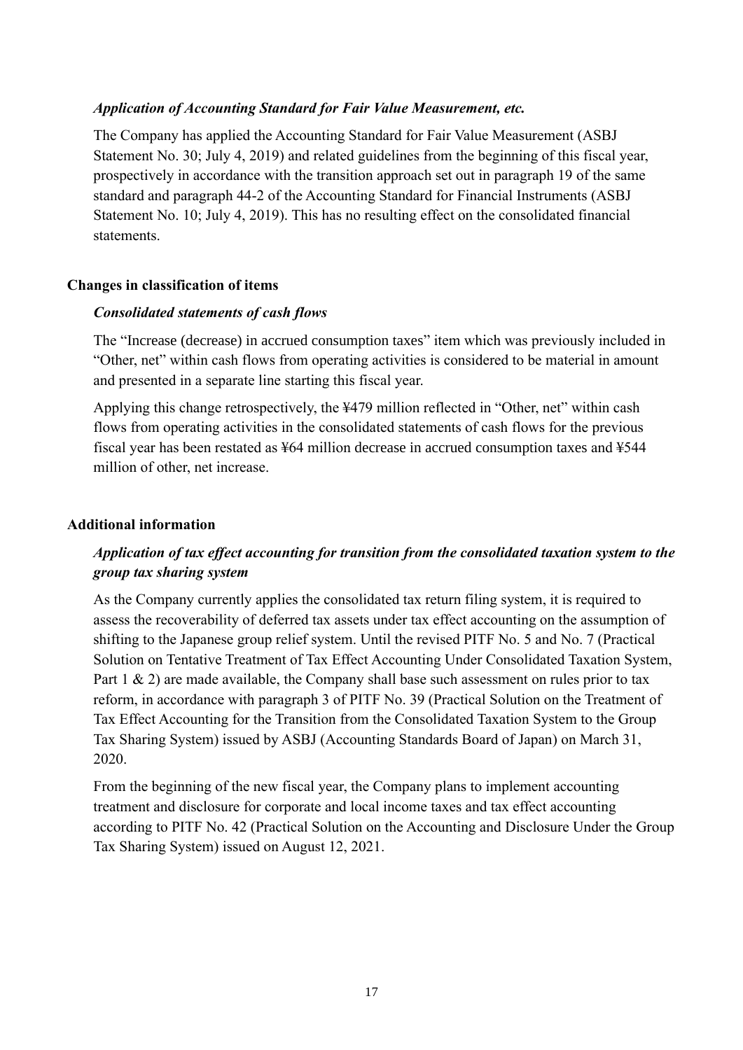### *Application of Accounting Standard for Fair Value Measurement, etc.*

The Company has applied the Accounting Standard for Fair Value Measurement (ASBJ Statement No. 30; July 4, 2019) and related guidelines from the beginning of this fiscal year, prospectively in accordance with the transition approach set out in paragraph 19 of the same standard and paragraph 44-2 of the Accounting Standard for Financial Instruments (ASBJ Statement No. 10; July 4, 2019). This has no resulting effect on the consolidated financial statements.

## Changes in classification of items

### *Consolidated statements of cash flows*

The "Increase (decrease) in accrued consumption taxes" item which was previously included in "Other, net" within cash flows from operating activities is considered to be material in amount and presented in a separate line starting this fiscal year.

Applying this change retrospectively, the ¥479 million reflected in "Other, net" within cash flows from operating activities in the consolidated statements of cash flows for the previous fiscal year has been restated as ¥64 million decrease in accrued consumption taxes and ¥544 million of other, net increase.

## Additional information

### *Application of tax effect accounting for transition from the consolidated taxation system to the group tax sharing system*

As the Company currently applies the consolidated tax return filing system, it is required to assess the recoverability of deferred tax assets under tax effect accounting on the assumption of shifting to the Japanese group relief system. Until the revised PITF No. 5 and No. 7 (Practical Solution on Tentative Treatment of Tax Effect Accounting Under Consolidated Taxation System, Part 1 & 2) are made available, the Company shall base such assessment on rules prior to tax reform, in accordance with paragraph 3 of PITF No. 39 (Practical Solution on the Treatment of Tax Effect Accounting for the Transition from the Consolidated Taxation System to the Group Tax Sharing System) issued by ASBJ (Accounting Standards Board of Japan) on March 31, 2020.

From the beginning of the new fiscal year, the Company plans to implement accounting treatment and disclosure for corporate and local income taxes and tax effect accounting according to PITF No. 42 (Practical Solution on the Accounting and Disclosure Under the Group Tax Sharing System) issued on August 12, 2021.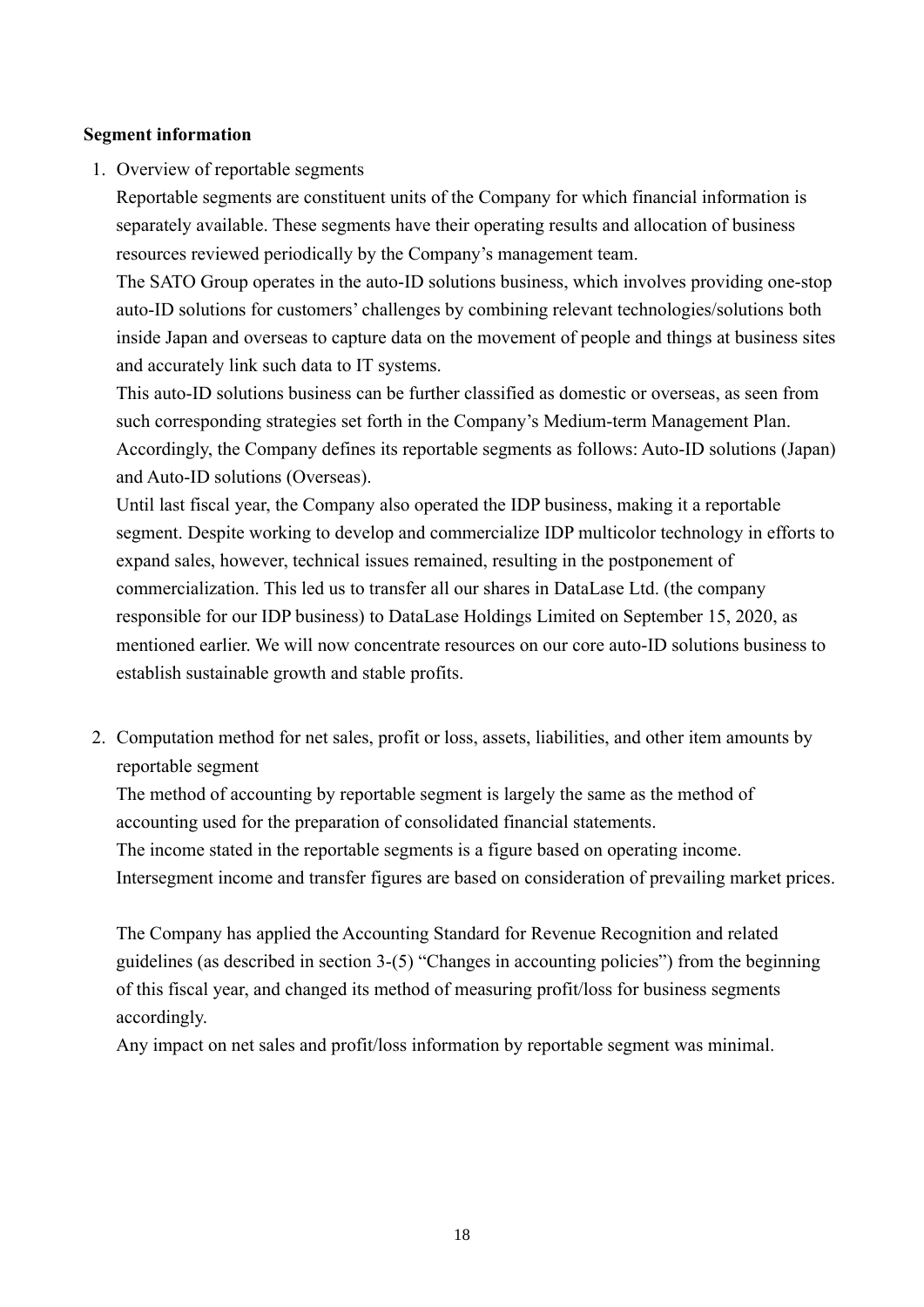**Segment information**

1. Overview of reportable segments

   Reportable segments are constituent units of the Company for which financial information is separately available. These segments have their operating results and allocation of business resources reviewed periodically by the Company's management team.

   The SATO Group operates in the auto-ID solutions business, which involves providing one-stop auto-ID solutions for customers' challenges by combining relevant technologies/solutions both inside Japan and overseas to capture data on the movement of people and things at business sites and accurately link such data to IT systems.

   This auto-ID solutions business can be further classified as domestic or overseas, as seen from such corresponding strategies set forth in the Company's Medium-term Management Plan. Accordingly, the Company defines its reportable segments as follows: Auto-ID solutions (Japan) and Auto-ID solutions (Overseas).

   Until last fiscal year, the Company also operated the IDP business, making it a reportable segment. Despite working to develop and commercialize IDP multicolor technology in efforts to expand sales, however, technical issues remained, resulting in the postponement of commercialization. This led us to transfer all our shares in DataLase Ltd. (the company responsible for our IDP business) to DataLase Holdings Limited on September 15, 2020, as mentioned earlier. We will now concentrate resources on our core auto-ID solutions business to establish sustainable growth and stable profits.

2. Computation method for net sales, profit or loss, assets, liabilities, and other item amounts by reportable segment

   The method of accounting by reportable segment is largely the same as the method of accounting used for the preparation of consolidated financial statements.

   The income stated in the reportable segments is a figure based on operating income.

   Intersegment income and transfer figures are based on consideration of prevailing market prices.

   The Company has applied the Accounting Standard for Revenue Recognition and related guidelines (as described in section 3-(5) "Changes in accounting policies") from the beginning of this fiscal year, and changed its method of measuring profit/loss for business segments accordingly.

   Any impact on net sales and profit/loss information by reportable segment was minimal.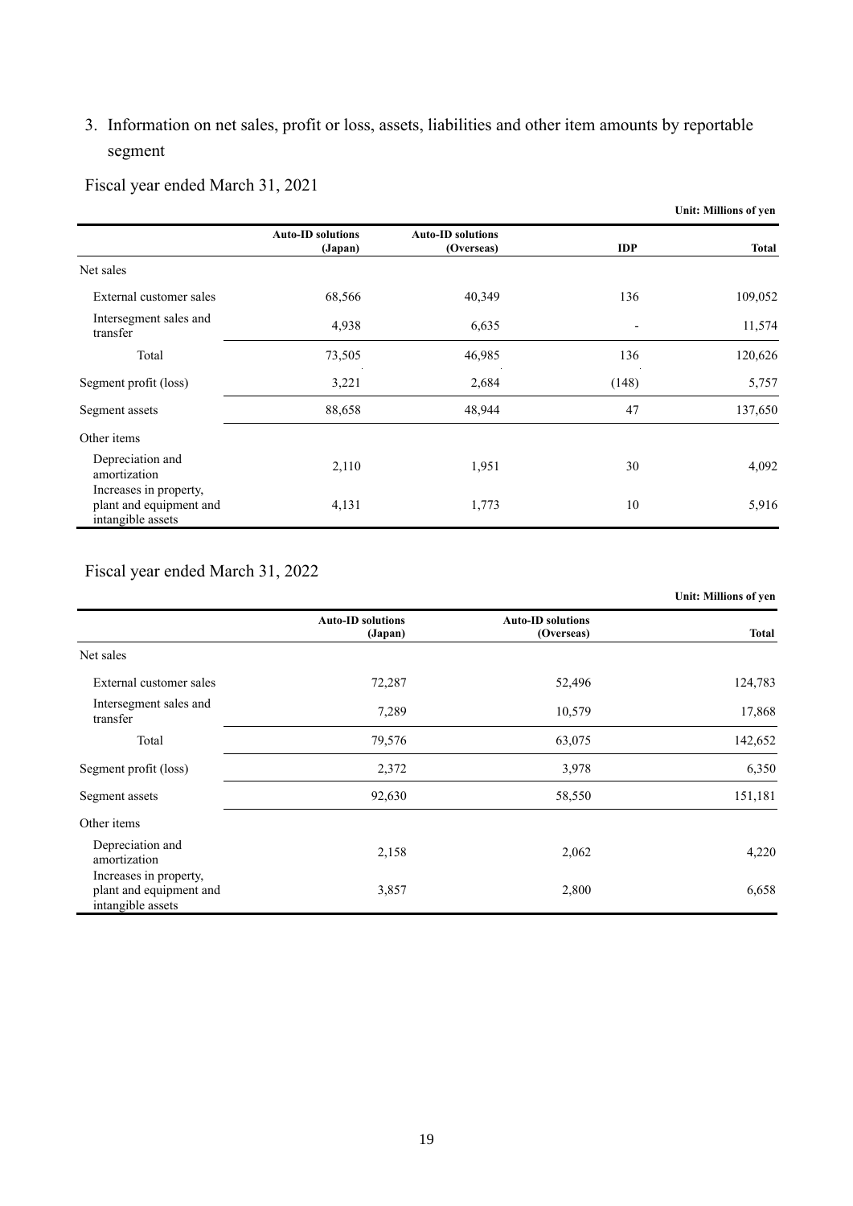3. Information on net sales, profit or loss, assets, liabilities and other item amounts by reportable segment

Fiscal year ended March 31, 2021

Unit: Millions of yen

| | Auto-ID solutions (Japan) | Auto-ID solutions (Overseas) | IDP | Total |
|---|---|---|---|---|
| Net sales | | | | |
| External customer sales | 68,566 | 40,349 | 136 | 109,052 |
| Intersegment sales and transfer | 4,938 | 6,635 | - | 11,574 |
| Total | 73,505 | 46,985 | 136 | 120,626 |
| Segment profit (loss) | 3,221 | 2,684 | (148) | 5,757 |
| Segment assets | 88,658 | 48,944 | 47 | 137,650 |
| Other items | | | | |
| Depreciation and amortization | 2,110 | 1,951 | 30 | 4,092 |
| Increases in property, plant and equipment and intangible assets | 4,131 | 1,773 | 10 | 5,916 |

Fiscal year ended March 31, 2022

Unit: Millions of yen

| | Auto-ID solutions (Japan) | Auto-ID solutions (Overseas) | Total |
|---|---|---|---|
| Net sales | | | |
| External customer sales | 72,287 | 52,496 | 124,783 |
| Intersegment sales and transfer | 7,289 | 10,579 | 17,868 |
| Total | 79,576 | 63,075 | 142,652 |
| Segment profit (loss) | 2,372 | 3,978 | 6,350 |
| Segment assets | 92,630 | 58,550 | 151,181 |
| Other items | | | |
| Depreciation and amortization | 2,158 | 2,062 | 4,220 |
| Increases in property, plant and equipment and intangible assets | 3,857 | 2,800 | 6,658 |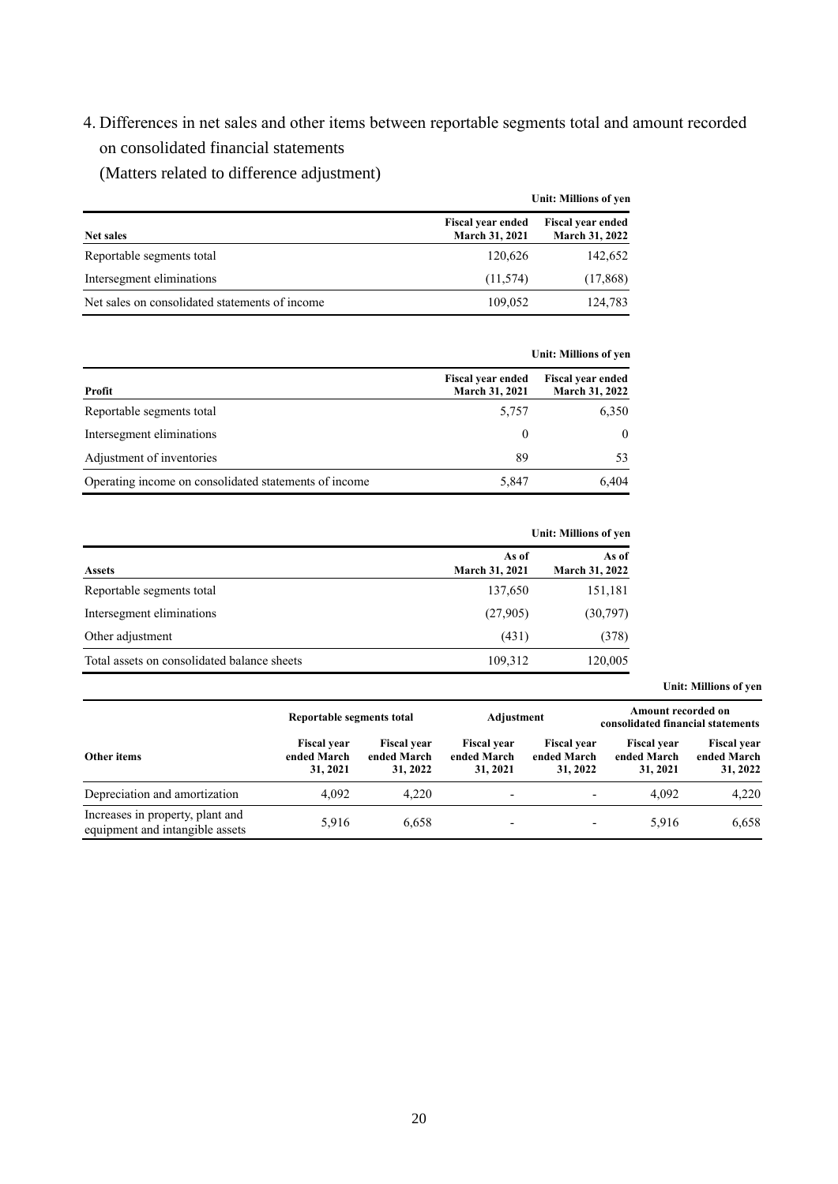4. Differences in net sales and other items between reportable segments total and amount recorded on consolidated financial statements

(Matters related to difference adjustment)

Unit: Millions of yen

| Net sales | Fiscal year ended March 31, 2021 | Fiscal year ended March 31, 2022 |
|---|---|---|
| Reportable segments total | 120,626 | 142,652 |
| Intersegment eliminations | (11,574) | (17,868) |
| Net sales on consolidated statements of income | 109,052 | 124,783 |

Unit: Millions of yen

| Profit | Fiscal year ended March 31, 2021 | Fiscal year ended March 31, 2022 |
|---|---|---|
| Reportable segments total | 5,757 | 6,350 |
| Intersegment eliminations | 0 | 0 |
| Adjustment of inventories | 89 | 53 |
| Operating income on consolidated statements of income | 5,847 | 6,404 |

Unit: Millions of yen

| Assets | As of March 31, 2021 | As of March 31, 2022 |
|---|---|---|
| Reportable segments total | 137,650 | 151,181 |
| Intersegment eliminations | (27,905) | (30,797) |
| Other adjustment | (431) | (378) |
| Total assets on consolidated balance sheets | 109,312 | 120,005 |

Unit: Millions of yen

| Other items | Reportable segments total | | Adjustment | | Amount recorded on consolidated financial statements | |
|---|---|---|---|---|---|---|
| | Fiscal year ended March 31, 2021 | Fiscal year ended March 31, 2022 | Fiscal year ended March 31, 2021 | Fiscal year ended March 31, 2022 | Fiscal year ended March 31, 2021 | Fiscal year ended March 31, 2022 |
| Depreciation and amortization | 4,092 | 4,220 | - | - | 4,092 | 4,220 |
| Increases in property, plant and equipment and intangible assets | 5,916 | 6,658 | - | - | 5,916 | 6,658 |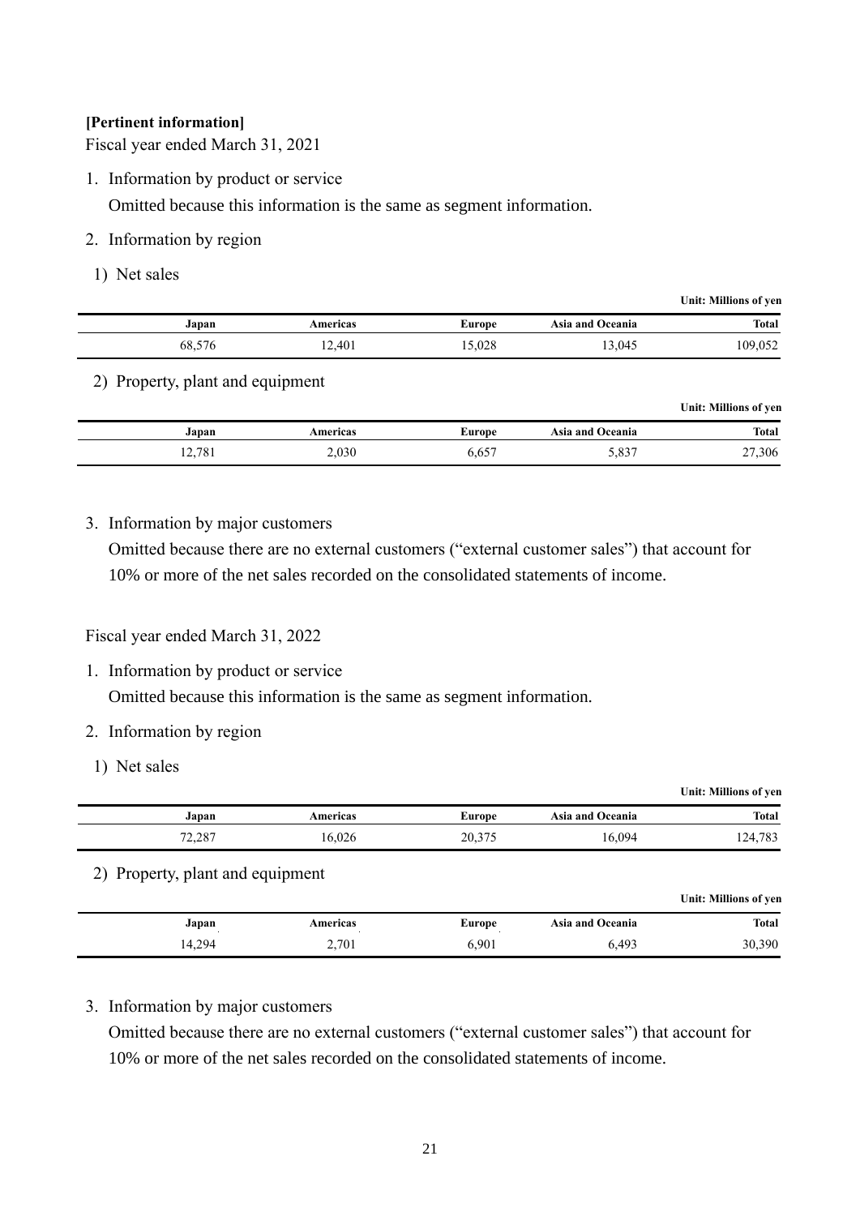**[Pertinent information]**

Fiscal year ended March 31, 2021

1. Information by product or service

   Omitted because this information is the same as segment information.

2. Information by region

   1) Net sales

Unit: Millions of yen

| Japan | Americas | Europe | Asia and Oceania | Total |
|---|---|---|---|---|
| 68,576 | 12,401 | 15,028 | 13,045 | 109,052 |

   2) Property, plant and equipment

Unit: Millions of yen

| Japan | Americas | Europe | Asia and Oceania | Total |
|---|---|---|---|---|
| 12,781 | 2,030 | 6,657 | 5,837 | 27,306 |

3. Information by major customers

   Omitted because there are no external customers (“external customer sales”) that account for 10% or more of the net sales recorded on the consolidated statements of income.

Fiscal year ended March 31, 2022

1. Information by product or service

   Omitted because this information is the same as segment information.

2. Information by region

   1) Net sales

Unit: Millions of yen

| Japan | Americas | Europe | Asia and Oceania | Total |
|---|---|---|---|---|
| 72,287 | 16,026 | 20,375 | 16,094 | 124,783 |

   2) Property, plant and equipment

Unit: Millions of yen

| Japan | Americas | Europe | Asia and Oceania | Total |
|---|---|---|---|---|
| 14,294 | 2,701 | 6,901 | 6,493 | 30,390 |

3. Information by major customers

   Omitted because there are no external customers (“external customer sales”) that account for 10% or more of the net sales recorded on the consolidated statements of income.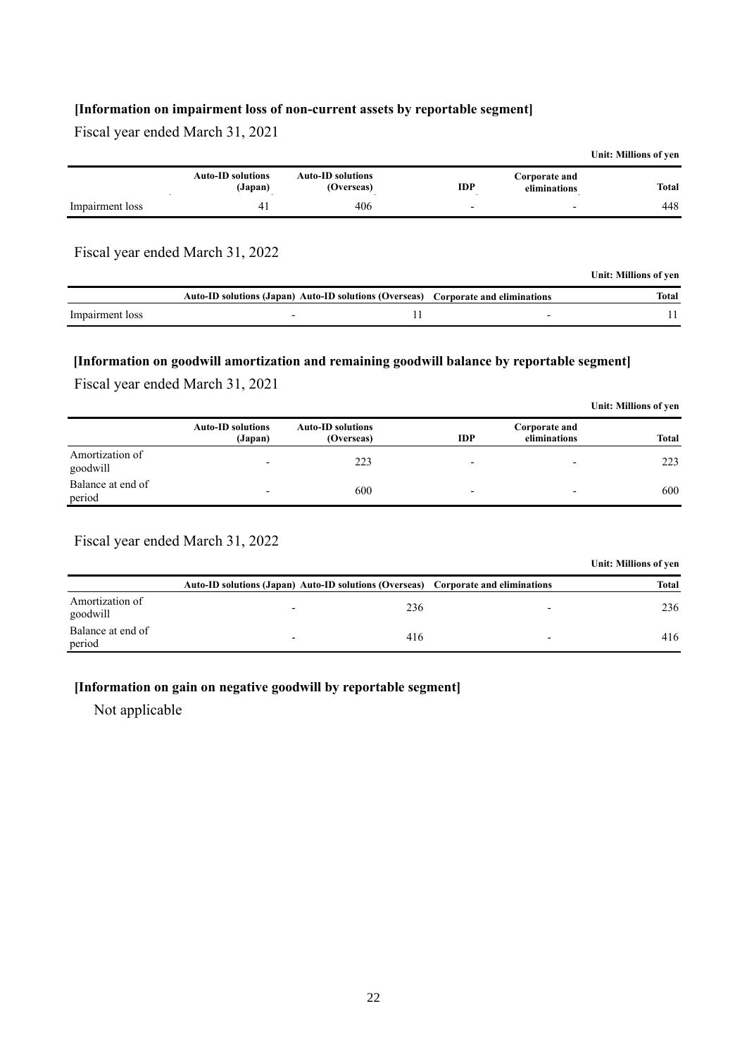**[Information on impairment loss of non-current assets by reportable segment]**

Fiscal year ended March 31, 2021

Unit: Millions of yen

| | Auto-ID solutions (Japan) | Auto-ID solutions (Overseas) | IDP | Corporate and eliminations | Total |
|---|---|---|---|---|---|
| Impairment loss | 41 | 406 | - | - | 448 |

Fiscal year ended March 31, 2022

Unit: Millions of yen

| | Auto-ID solutions (Japan) | Auto-ID solutions (Overseas) | Corporate and eliminations | Total |
|---|---|---|---|---|
| Impairment loss | - | 11 | - | 11 |

**[Information on goodwill amortization and remaining goodwill balance by reportable segment]**

Fiscal year ended March 31, 2021

Unit: Millions of yen

| | Auto-ID solutions (Japan) | Auto-ID solutions (Overseas) | IDP | Corporate and eliminations | Total |
|---|---|---|---|---|---|
| Amortization of goodwill | - | 223 | - | - | 223 |
| Balance at end of period | - | 600 | - | - | 600 |

Fiscal year ended March 31, 2022

Unit: Millions of yen

| | Auto-ID solutions (Japan) | Auto-ID solutions (Overseas) | Corporate and eliminations | Total |
|---|---|---|---|---|
| Amortization of goodwill | - | 236 | - | 236 |
| Balance at end of period | - | 416 | - | 416 |

**[Information on gain on negative goodwill by reportable segment]**

Not applicable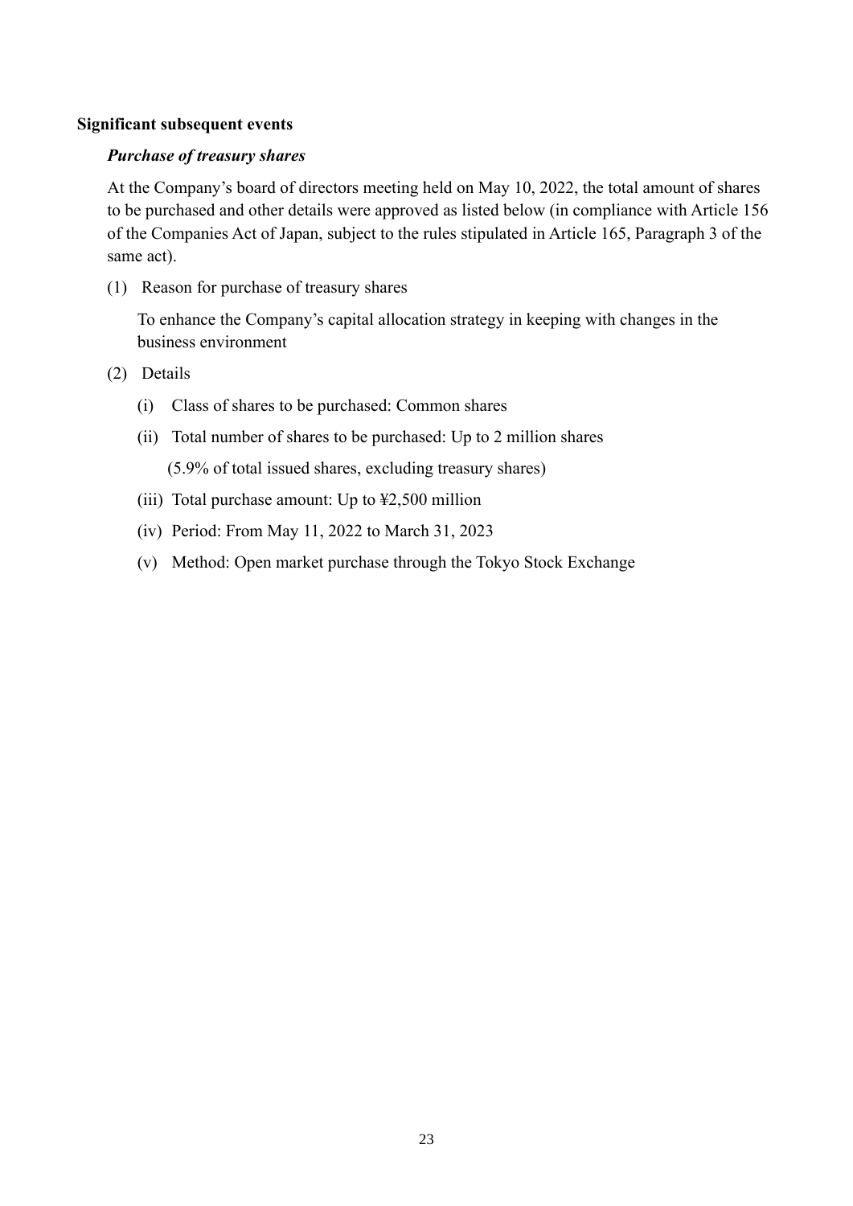### Significant subsequent events

***Purchase of treasury shares***

At the Company's board of directors meeting held on May 10, 2022, the total amount of shares to be purchased and other details were approved as listed below (in compliance with Article 156 of the Companies Act of Japan, subject to the rules stipulated in Article 165, Paragraph 3 of the same act).

(1) Reason for purchase of treasury shares

To enhance the Company's capital allocation strategy in keeping with changes in the business environment

(2) Details

(i) Class of shares to be purchased: Common shares

(ii) Total number of shares to be purchased: Up to 2 million shares

(5.9% of total issued shares, excluding treasury shares)

(iii) Total purchase amount: Up to ¥2,500 million

(iv) Period: From May 11, 2022 to March 31, 2023

(v) Method: Open market purchase through the Tokyo Stock Exchange